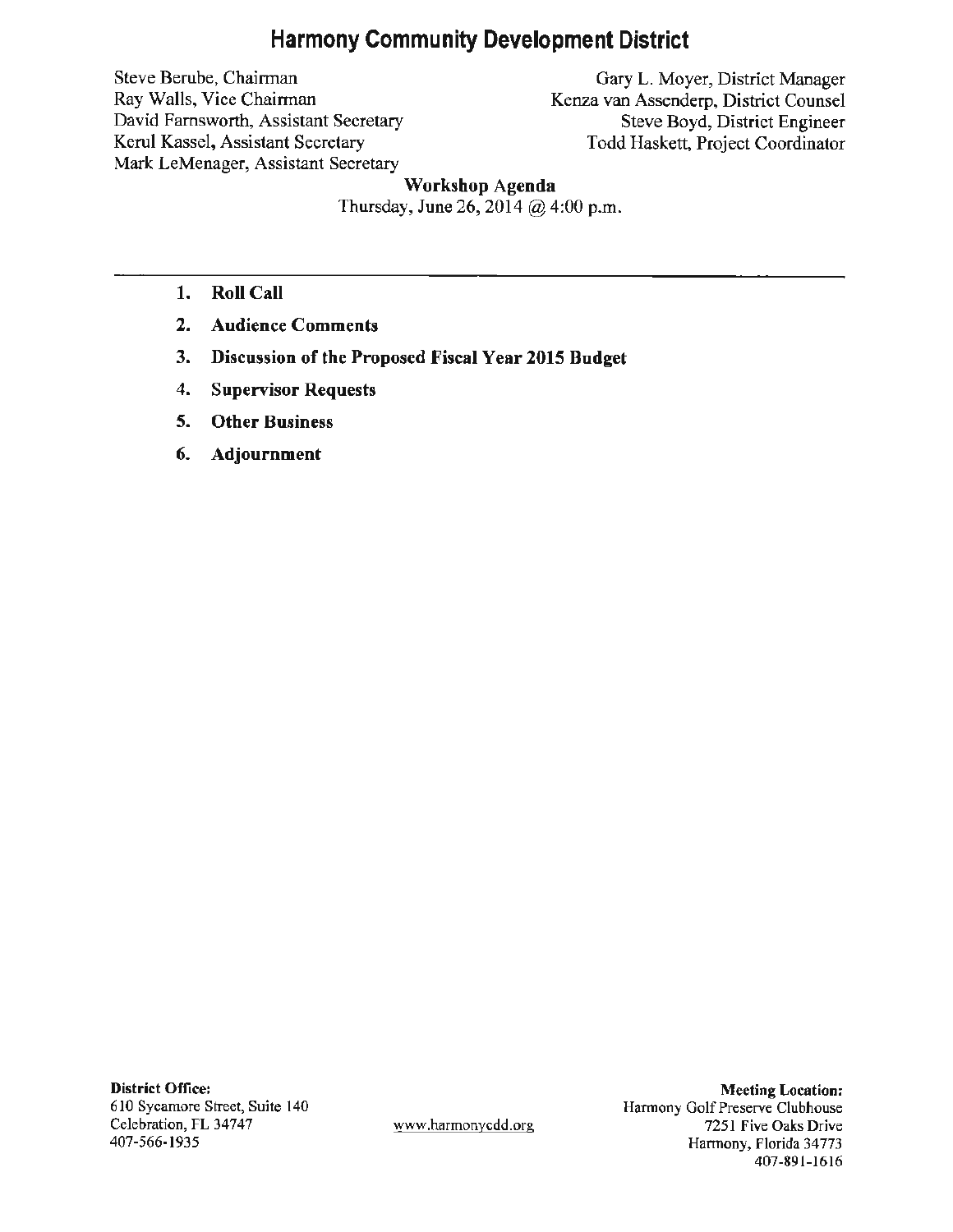# Harmony Community Development District

Steve Berube, Chairman
Ray Walls, Vice Chairman
David Farnsworth, Assistant Secretary
Kerul Kassel, Assistant Secretary
Mark LeMenager, Assistant Secretary

Gary L. Moyer, District Manager
Kenza van Assenderp, District Counsel
Steve Boyd, District Engineer
Todd Haskett, Project Coordinator

**Workshop Agenda**
Thursday, June 26, 2014 @ 4:00 p.m.

---

1. **Roll Call**
2. **Audience Comments**
3. **Discussion of the Proposed Fiscal Year 2015 Budget**
4. **Supervisor Requests**
5. **Other Business**
6. **Adjournment**

**District Office:**
610 Sycamore Street, Suite 140
Celebration, FL 34747
407-566-1935

www.harmonycdd.org

**Meeting Location:**
Harmony Golf Preserve Clubhouse
7251 Five Oaks Drive
Harmony, Florida 34773
407-891-1616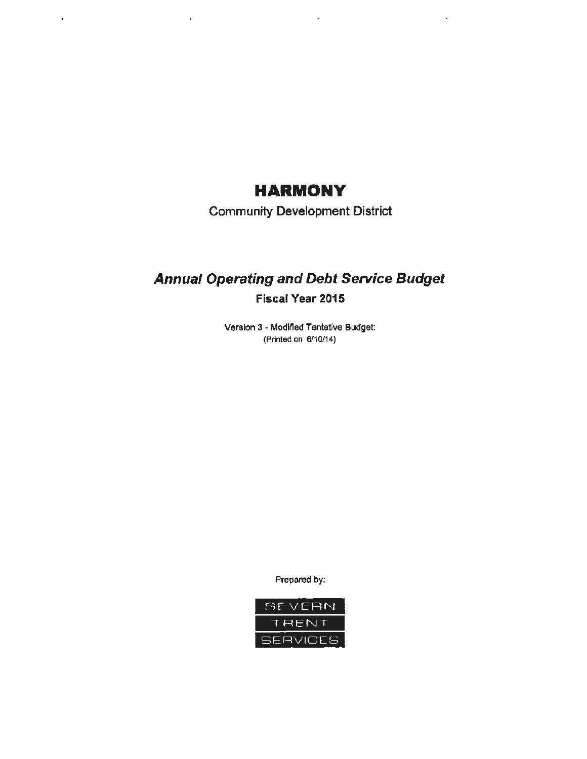# HARMONY

Community Development District

## *Annual Operating and Debt Service Budget*

**Fiscal Year 2015**

Version 3 - Modified Tentative Budget:
(Printed on 6/10/14)

Prepared by:

SEVERN
TRENT
SERVICES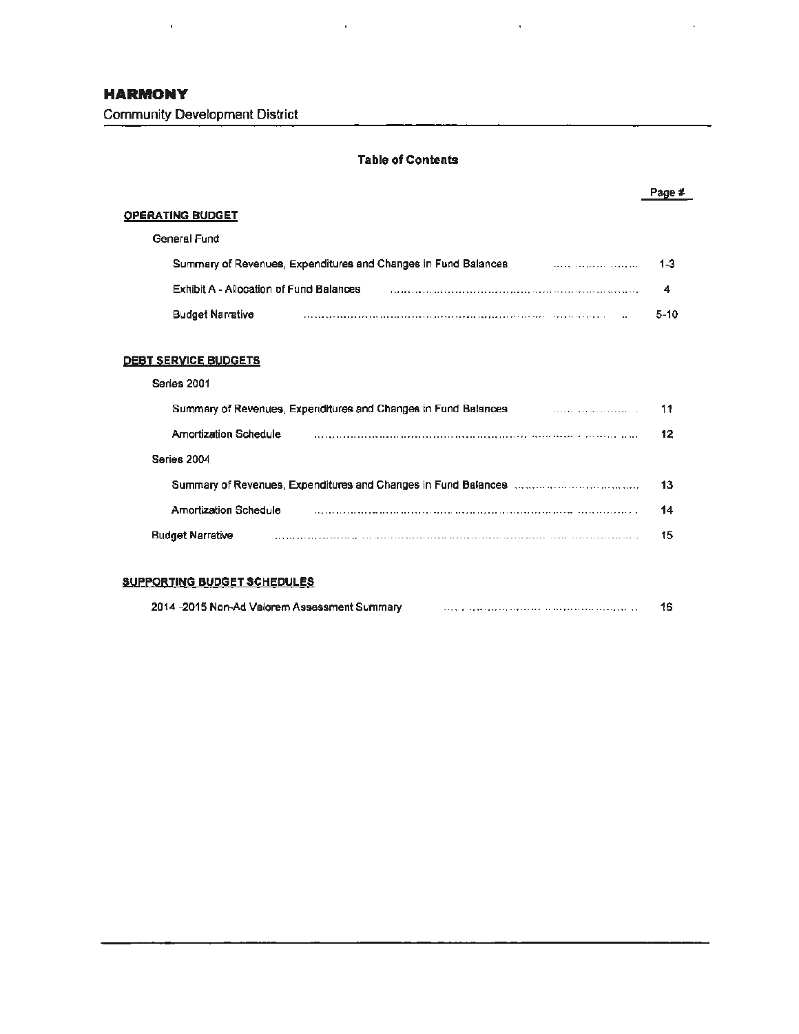# HARMONY

Community Development District

## Table of Contents

| | Page # |
|---|---|
| **OPERATING BUDGET** | |
| General Fund | |
| Summary of Revenues, Expenditures and Changes in Fund Balances | 1-3 |
| Exhibit A - Allocation of Fund Balances | 4 |
| Budget Narrative | 5-10 |
| **DEBT SERVICE BUDGETS** | |
| Series 2001 | |
| Summary of Revenues, Expenditures and Changes in Fund Balances | 11 |
| Amortization Schedule | 12 |
| Series 2004 | |
| Summary of Revenues, Expenditures and Changes in Fund Balances | 13 |
| Amortization Schedule | 14 |
| Budget Narrative | 15 |
| **SUPPORTING BUDGET SCHEDULES** | |
| 2014 -2015 Non-Ad Valorem Assessment Summary | 16 |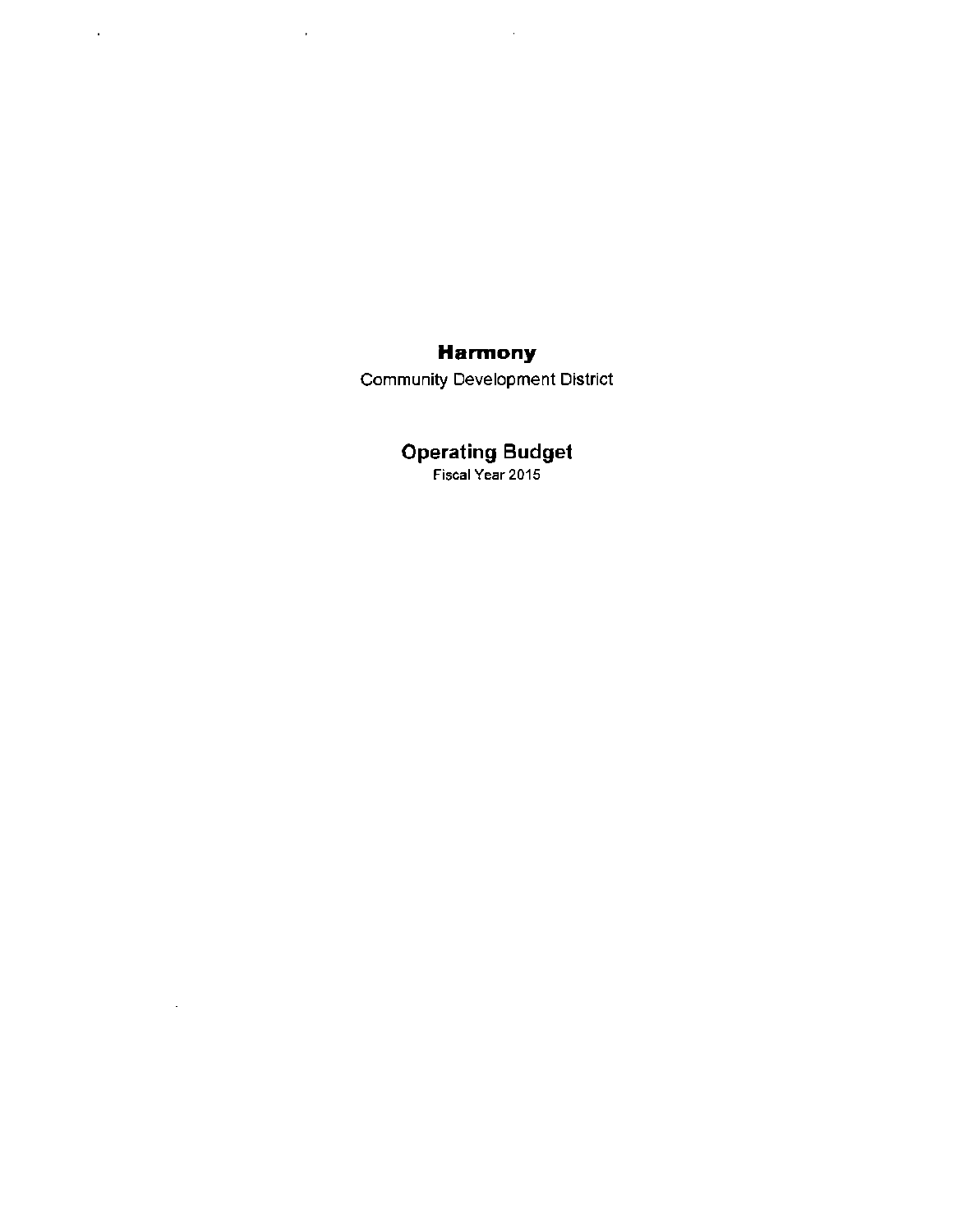# Harmony

Community Development District

## Operating Budget

Fiscal Year 2015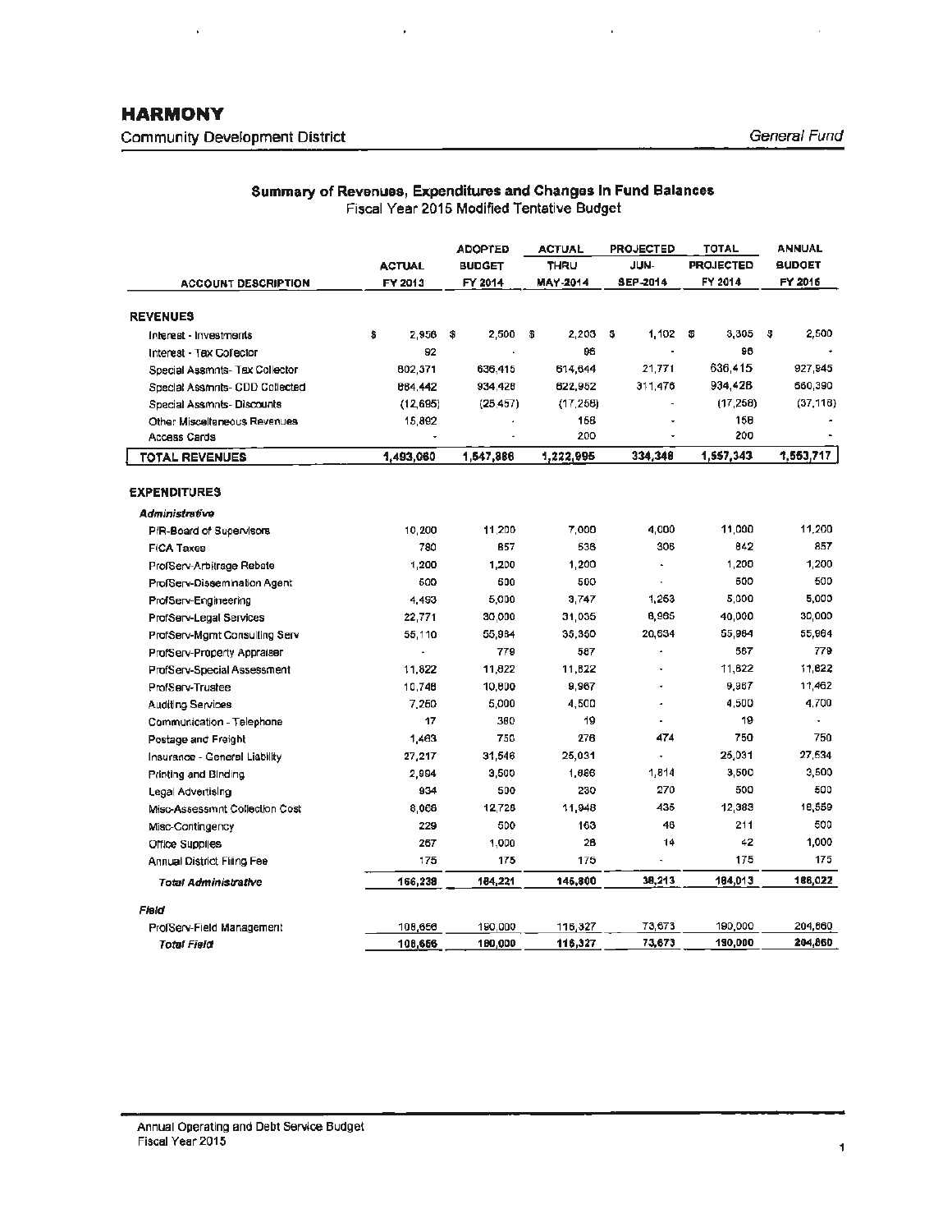# HARMONY

Community Development District

General Fund

## Summary of Revenues, Expenditures and Changes in Fund Balances

Fiscal Year 2015 Modified Tentative Budget

| ACCOUNT DESCRIPTION | ACTUAL FY 2013 | ADOPTED BUDGET FY 2014 | ACTUAL THRU MAY-2014 | PROJECTED JUN-SEP-2014 | TOTAL PROJECTED FY 2014 | ANNUAL BUDGET FY 2015 |
|---|---|---|---|---|---|---|
| **REVENUES** | | | | | | |
| Interest - Investments | $ 2,958 | $ 2,500 | $ 2,203 | $ 1,102 | $ 3,305 | $ 2,500 |
| Interest - Tax Collector | 92 | - | 96 | - | 96 | - |
| Special Assmnts- Tax Collector | 602,371 | 636,415 | 614,644 | 21,771 | 636,415 | 927,945 |
| Special Assmnts- CDD Collected | 884,442 | 934,428 | 622,952 | 311,476 | 934,428 | 660,390 |
| Special Assmnts- Discounts | (12,695) | (25,457) | (17,258) | - | (17,258) | (37,118) |
| Other Miscellaneous Revenues | 15,892 | - | 158 | - | 158 | - |
| Access Cards | - | - | 200 | - | 200 | - |
| **TOTAL REVENUES** | **1,493,060** | **1,547,886** | **1,222,995** | **334,348** | **1,557,343** | **1,553,717** |
| **EXPENDITURES** | | | | | | |
| ***Administrative*** | | | | | | |
| P/R-Board of Supervisors | 10,200 | 11,200 | 7,000 | 4,000 | 11,000 | 11,200 |
| FICA Taxes | 780 | 857 | 536 | 306 | 842 | 857 |
| ProfServ-Arbitrage Rebate | 1,200 | 1,200 | 1,200 | - | 1,200 | 1,200 |
| ProfServ-Dissemination Agent | 500 | 500 | 500 | - | 500 | 500 |
| ProfServ-Engineering | 4,493 | 5,000 | 3,747 | 1,253 | 5,000 | 5,000 |
| ProfServ-Legal Services | 22,771 | 30,000 | 31,035 | 8,965 | 40,000 | 30,000 |
| ProfServ-Mgmt Consulting Serv | 55,110 | 55,984 | 35,350 | 20,634 | 55,984 | 55,984 |
| ProfServ-Property Appraiser | - | 779 | 567 | - | 567 | 779 |
| ProfServ-Special Assessment | 11,822 | 11,822 | 11,822 | - | 11,822 | 11,822 |
| ProfServ-Trustee | 10,748 | 10,800 | 9,967 | - | 9,967 | 11,462 |
| Auditing Services | 7,250 | 5,000 | 4,500 | - | 4,500 | 4,700 |
| Communication - Telephone | 17 | 380 | 19 | - | 19 | - |
| Postage and Freight | 1,463 | 750 | 276 | 474 | 750 | 750 |
| Insurance - General Liability | 27,217 | 31,546 | 25,031 | - | 25,031 | 27,534 |
| Printing and Binding | 2,994 | 3,500 | 1,686 | 1,814 | 3,500 | 3,500 |
| Legal Advertising | 934 | 500 | 230 | 270 | 500 | 500 |
| Misc-Assessmnt Collection Cost | 8,066 | 12,728 | 11,948 | 435 | 12,383 | 18,559 |
| Misc-Contingency | 229 | 500 | 163 | 48 | 211 | 500 |
| Office Supplies | 267 | 1,000 | 28 | 14 | 42 | 1,000 |
| Annual District Filing Fee | 175 | 175 | 175 | - | 175 | 175 |
| ***Total Administrative*** | **166,236** | **184,221** | **145,800** | **38,213** | **184,013** | **186,022** |
| ***Field*** | | | | | | |
| ProfServ-Field Management | 108,656 | 190,000 | 116,327 | 73,673 | 190,000 | 204,860 |
| ***Total Field*** | **108,656** | **190,000** | **116,327** | **73,673** | **190,000** | **204,860** |

Annual Operating and Debt Service Budget
Fiscal Year 2015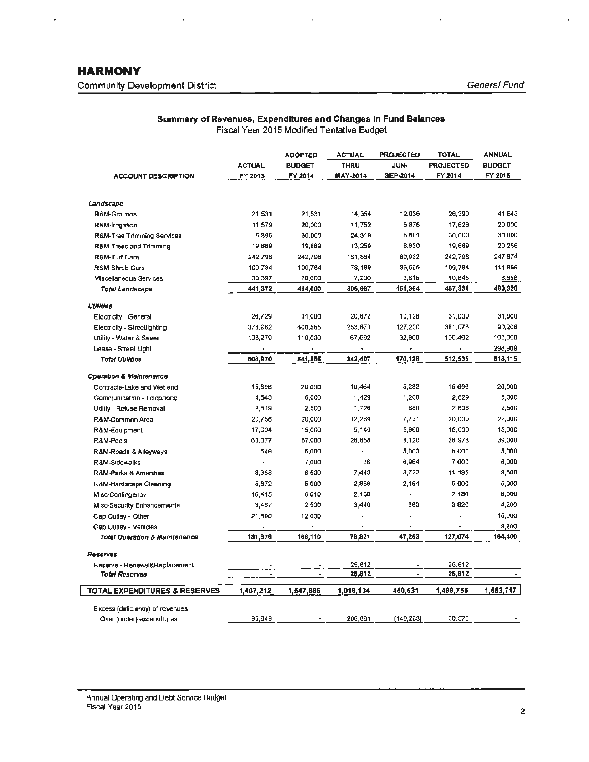## HARMONY

Community Development District

*General Fund*

### Summary of Revenues, Expenditures and Changes in Fund Balances

Fiscal Year 2015 Modified Tentative Budget

| ACCOUNT DESCRIPTION | ACTUAL FY 2013 | ADOPTED BUDGET FY 2014 | ACTUAL THRU MAY-2014 | PROJECTED JUN-SEP-2014 | TOTAL PROJECTED FY 2014 | ANNUAL BUDGET FY 2015 |
|---|---|---|---|---|---|---|
| ***Landscape*** | | | | | | |
| R&M-Grounds | 21,531 | 21,531 | 14,354 | 12,036 | 26,390 | 41,545 |
| R&M-Irrigation | 11,579 | 20,000 | 11,752 | 5,876 | 17,628 | 20,000 |
| R&M-Tree Trimming Services | 5,396 | 30,000 | 24,319 | 5,681 | 30,000 | 30,000 |
| R&M-Trees and Trimming | 19,889 | 19,889 | 13,259 | 6,630 | 19,889 | 20,286 |
| R&M-Turf Care | 242,796 | 242,796 | 161,864 | 80,932 | 242,796 | 247,674 |
| R&M-Shrub Care | 109,784 | 109,784 | 73,189 | 36,595 | 109,784 | 111,959 |
| Miscellaneous Services | 30,397 | 20,000 | 7,230 | 3,615 | 10,845 | 8,856 |
| ***Total Landscape*** | **441,372** | **464,000** | **305,967** | **151,364** | **457,331** | **480,320** |
| ***Utilities*** | | | | | | |
| Electricity - General | 26,729 | 31,000 | 20,872 | 10,128 | 31,000 | 31,000 |
| Electricity - Streetlighting | 378,962 | 400,555 | 253,873 | 127,200 | 381,073 | 90,206 |
| Utility - Water & Sewer | 103,279 | 110,000 | 67,662 | 32,800 | 100,462 | 100,000 |
| Lease - Street Light | - | - | - | - | - | 296,909 |
| ***Total Utilities*** | **508,970** | **541,555** | **342,407** | **170,128** | **512,535** | **518,115** |
| ***Operation & Maintenance*** | | | | | | |
| Contracts-Lake and Wetland | 15,696 | 20,000 | 10,464 | 5,232 | 15,696 | 20,000 |
| Communication - Telephone | 4,543 | 5,000 | 1,429 | 1,200 | 2,629 | 5,000 |
| Utility - Refuse Removal | 2,519 | 2,500 | 1,726 | 880 | 2,606 | 2,500 |
| R&M-Common Area | 20,756 | 20,000 | 12,269 | 7,731 | 20,000 | 22,000 |
| R&M-Equipment | 17,004 | 15,000 | 9,140 | 5,860 | 15,000 | 15,000 |
| R&M-Pools | 63,077 | 57,000 | 28,858 | 8,120 | 36,978 | 39,000 |
| R&M-Roads & Alleyways | 549 | 5,000 | - | 5,000 | 5,000 | 5,000 |
| R&M-Sidewalks | - | 7,000 | 36 | 6,964 | 7,000 | 6,000 |
| R&M-Parks & Amenities | 8,368 | 8,500 | 7,443 | 3,722 | 11,165 | 8,500 |
| R&M-Hardscape Cleaning | 5,872 | 5,000 | 2,836 | 2,164 | 5,000 | 5,000 |
| Misc-Contingency | 16,415 | 6,610 | 2,180 | - | 2,180 | 6,000 |
| Misc-Security Enhancements | 3,487 | 2,500 | 3,440 | 380 | 3,820 | 4,200 |
| Cap Outlay - Other | 21,690 | 12,000 | - | - | - | 15,000 |
| Cap Outlay - Vehicles | - | - | - | - | - | 9,200 |
| ***Total Operation & Maintenance*** | **181,976** | **166,110** | **79,821** | **47,253** | **127,074** | **164,400** |
| ***Reserves*** | | | | | | |
| Reserve - Renewal&Replacement | - | - | 25,812 | - | 25,812 | - |
| ***Total Reserves*** | **-** | **-** | **25,812** | **-** | **25,812** | **-** |
| **TOTAL EXPENDITURES & RESERVES** | **1,407,212** | **1,547,886** | **1,016,134** | **480,631** | **1,496,765** | **1,553,717** |
| Excess (deficiency) of revenues Over (under) expenditures | 85,848 | - | 206,861 | (146,283) | 60,578 | - |

Annual Operating and Debt Service Budget
Fiscal Year 2015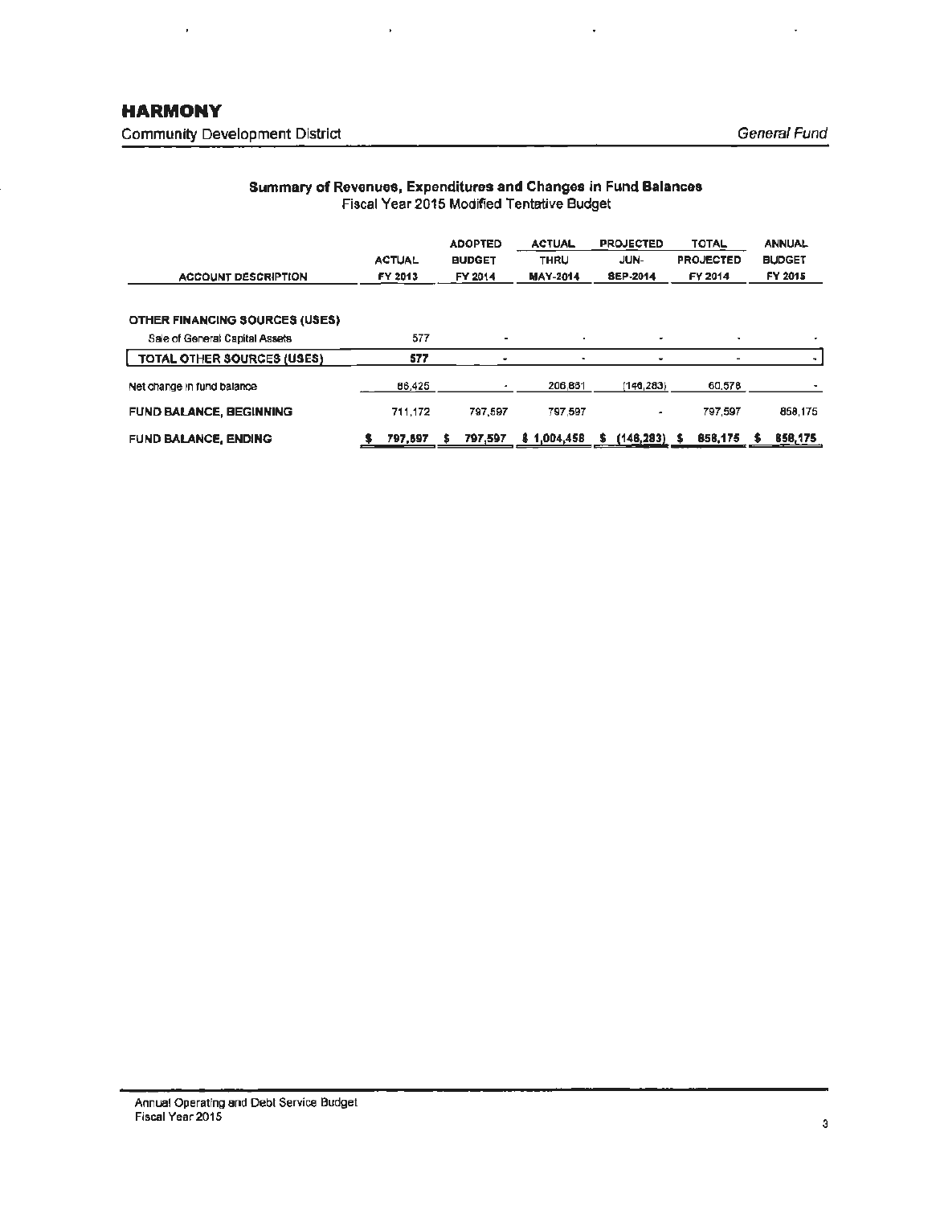## HARMONY

Community Development District

*General Fund*

### Summary of Revenues, Expenditures and Changes in Fund Balances

Fiscal Year 2015 Modified Tentative Budget

| ACCOUNT DESCRIPTION | ACTUAL FY 2013 | ADOPTED BUDGET FY 2014 | ACTUAL THRU MAY-2014 | PROJECTED JUN-SEP-2014 | TOTAL PROJECTED FY 2014 | ANNUAL BUDGET FY 2015 |
|---|---|---|---|---|---|---|
| **OTHER FINANCING SOURCES (USES)** | | | | | | |
| Sale of General Capital Assets | 577 | - | - | - | - | - |
| **TOTAL OTHER SOURCES (USES)** | **577** | - | - | - | - | - |
| Net change in fund balance | 86,425 | - | 206,861 | (146,283) | 60,578 | - |
| **FUND BALANCE, BEGINNING** | 711,172 | 797,597 | 797,597 | - | 797,597 | 858,175 |
| **FUND BALANCE, ENDING** | **$ 797,597** | **$ 797,597** | **$ 1,004,458** | **$ (146,283)** | **$ 858,175** | **$ 858,175** |

Annual Operating and Debt Service Budget
Fiscal Year 2015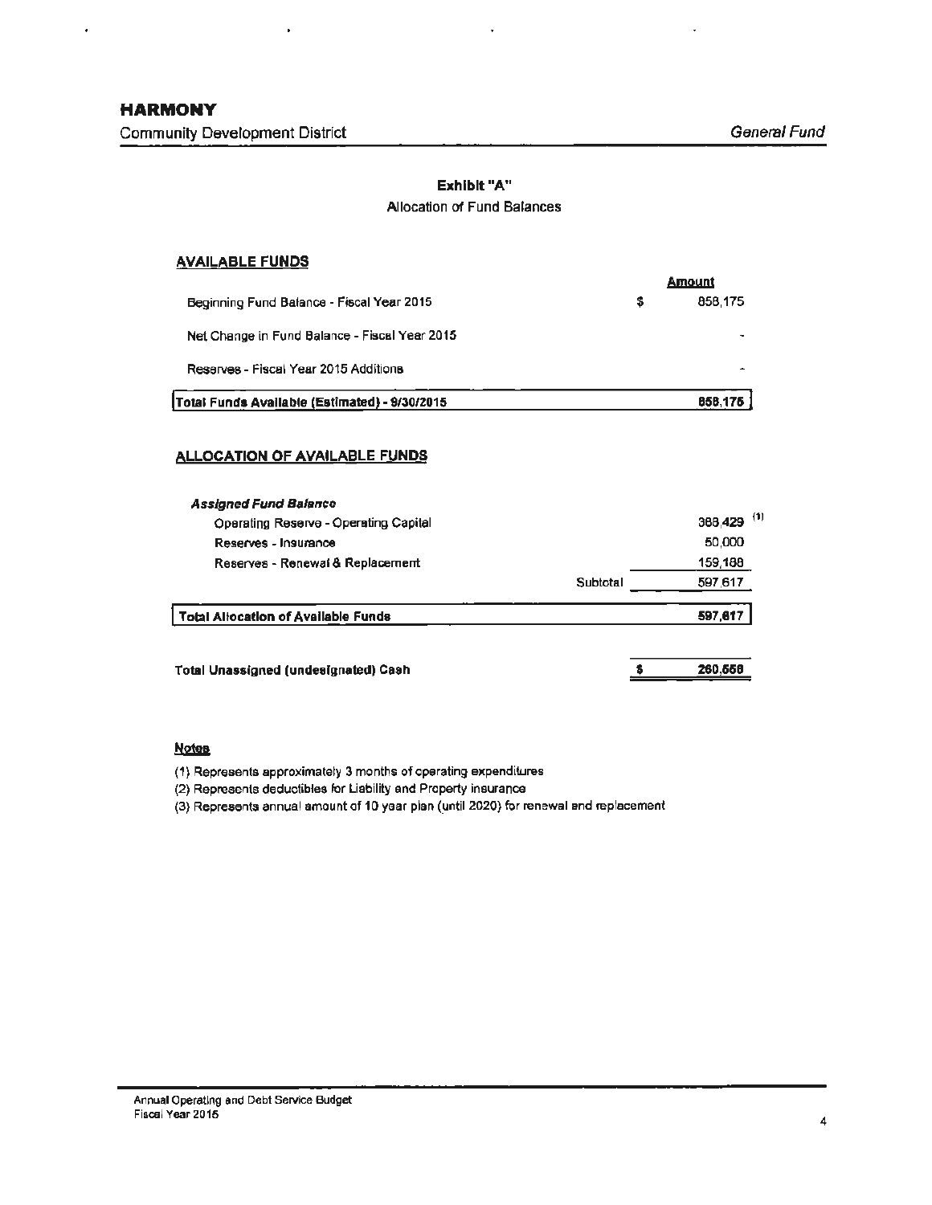# HARMONY

Community Development District

*General Fund*

## Exhibit "A"

Allocation of Fund Balances

### AVAILABLE FUNDS

| | | Amount |
|---|---|---|
| Beginning Fund Balance - Fiscal Year 2015 | $ | 858,175 |
| Net Change in Fund Balance - Fiscal Year 2015 | | - |
| Reserves - Fiscal Year 2015 Additions | | - |
| **Total Funds Available (Estimated) - 9/30/2015** | | **858,175** |

### ALLOCATION OF AVAILABLE FUNDS

| | | | Amount |
|---|---|---|---|
| ***Assigned Fund Balance*** | | | |
| Operating Reserve - Operating Capital | | | 388,429 (1) |
| Reserves - Insurance | | | 50,000 |
| Reserves - Renewal & Replacement | | | 159,188 |
| | Subtotal | | 597,617 |
| **Total Allocation of Available Funds** | | | **597,617** |
| | | | |
| **Total Unassigned (undesignated) Cash** | | $ | **260,558** |

**Notes**

(1) Represents approximately 3 months of operating expenditures

(2) Represents deductibles for Liability and Property insurance

(3) Represents annual amount of 10 year plan (until 2020) for renewal and replacement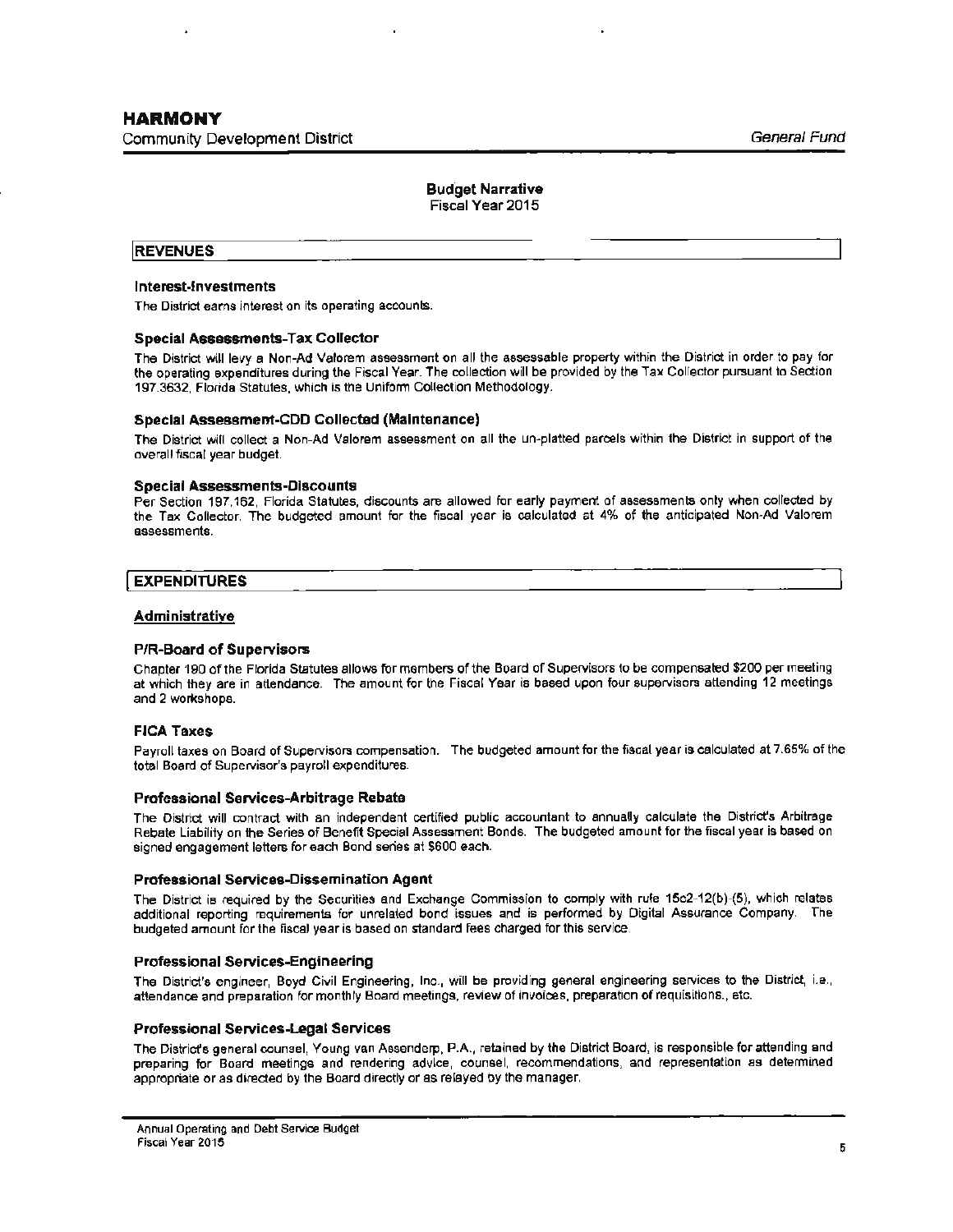# HARMONY

Community Development District

*General Fund*

## Budget Narrative

Fiscal Year 2015

## REVENUES

### Interest-Investments

The District earns interest on its operating accounts.

### Special Assessments-Tax Collector

The District will levy a Non-Ad Valorem assessment on all the assessable property within the District in order to pay for the operating expenditures during the Fiscal Year. The collection will be provided by the Tax Collector pursuant to Section 197.3632, Florida Statutes, which is the Uniform Collection Methodology.

### Special Assessment-CDD Collected (Maintenance)

The District will collect a Non-Ad Valorem assessment on all the un-platted parcels within the District in support of the overall fiscal year budget.

### Special Assessments-Discounts

Per Section 197.162, Florida Statutes, discounts are allowed for early payment of assessments only when collected by the Tax Collector. The budgeted amount for the fiscal year is calculated at 4% of the anticipated Non-Ad Valorem assessments.

## EXPENDITURES

### Administrative

### P/R-Board of Supervisors

Chapter 190 of the Florida Statutes allows for members of the Board of Supervisors to be compensated $200 per meeting at which they are in attendance. The amount for the Fiscal Year is based upon four supervisors attending 12 meetings and 2 workshops.

### FICA Taxes

Payroll taxes on Board of Supervisors compensation. The budgeted amount for the fiscal year is calculated at 7.65% of the total Board of Supervisor's payroll expenditures.

### Professional Services-Arbitrage Rebate

The District will contract with an independent certified public accountant to annually calculate the District's Arbitrage Rebate Liability on the Series of Benefit Special Assessment Bonds. The budgeted amount for the fiscal year is based on signed engagement letters for each Bond series at $600 each.

### Professional Services-Dissemination Agent

The District is required by the Securities and Exchange Commission to comply with rule 15c2-12(b)-(5), which relates additional reporting requirements for unrelated bond issues and is performed by Digital Assurance Company. The budgeted amount for the fiscal year is based on standard fees charged for this service.

### Professional Services-Engineering

The District's engineer, Boyd Civil Engineering, Inc., will be providing general engineering services to the District, i.e., attendance and preparation for monthly Board meetings, review of invoices, preparation of requisitions., etc.

### Professional Services-Legal Services

The District's general counsel, Young van Assenderp, P.A., retained by the District Board, is responsible for attending and preparing for Board meetings and rendering advice, counsel, recommendations, and representation as determined appropriate or as directed by the Board directly or as relayed by the manager.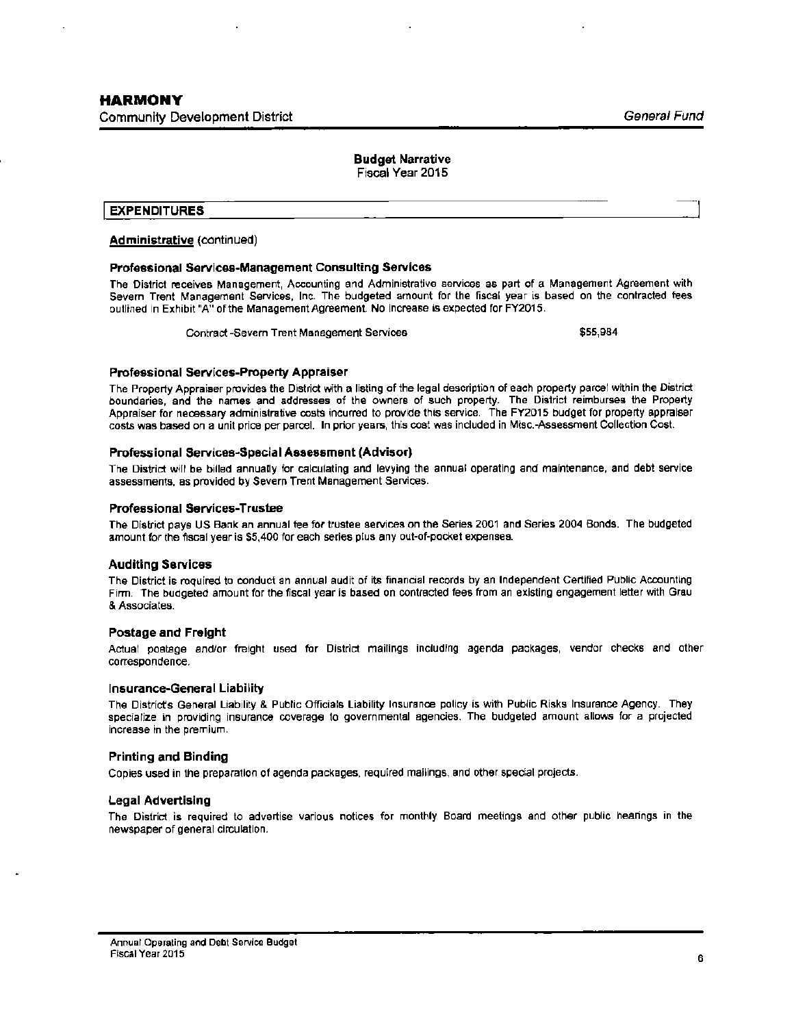## Budget Narrative

Fiscal Year 2015

### EXPENDITURES

**Administrative** (continued)

#### Professional Services-Management Consulting Services

The District receives Management, Accounting and Administrative services as part of a Management Agreement with Severn Trent Management Services, Inc. The budgeted amount for the fiscal year is based on the contracted fees outlined in Exhibit "A" of the Management Agreement. No increase is expected for FY2015.

| | |
|---|---|
| Contract -Severn Trent Management Services | $55,984 |

#### Professional Services-Property Appraiser

The Property Appraiser provides the District with a listing of the legal description of each property parcel within the District boundaries, and the names and addresses of the owners of such property. The District reimburses the Property Appraiser for necessary administrative costs incurred to provide this service. The FY2015 budget for property appraiser costs was based on a unit price per parcel. In prior years, this cost was included in Misc.-Assessment Collection Cost.

#### Professional Services-Special Assessment (Advisor)

The District will be billed annually for calculating and levying the annual operating and maintenance, and debt service assessments, as provided by Severn Trent Management Services.

#### Professional Services-Trustee

The District pays US Bank an annual fee for trustee services on the Series 2001 and Series 2004 Bonds. The budgeted amount for the fiscal year is $5,400 for each series plus any out-of-pocket expenses.

#### Auditing Services

The District is required to conduct an annual audit of its financial records by an Independent Certified Public Accounting Firm. The budgeted amount for the fiscal year is based on contracted fees from an existing engagement letter with Grau & Associates.

#### Postage and Freight

Actual postage and/or freight used for District mailings including agenda packages, vendor checks and other correspondence.

#### Insurance-General Liability

The District's General Liability & Public Officials Liability Insurance policy is with Public Risks Insurance Agency. They specialize in providing insurance coverage to governmental agencies. The budgeted amount allows for a projected increase in the premium.

#### Printing and Binding

Copies used in the preparation of agenda packages, required mailings, and other special projects.

#### Legal Advertising

The District is required to advertise various notices for monthly Board meetings and other public hearings in the newspaper of general circulation.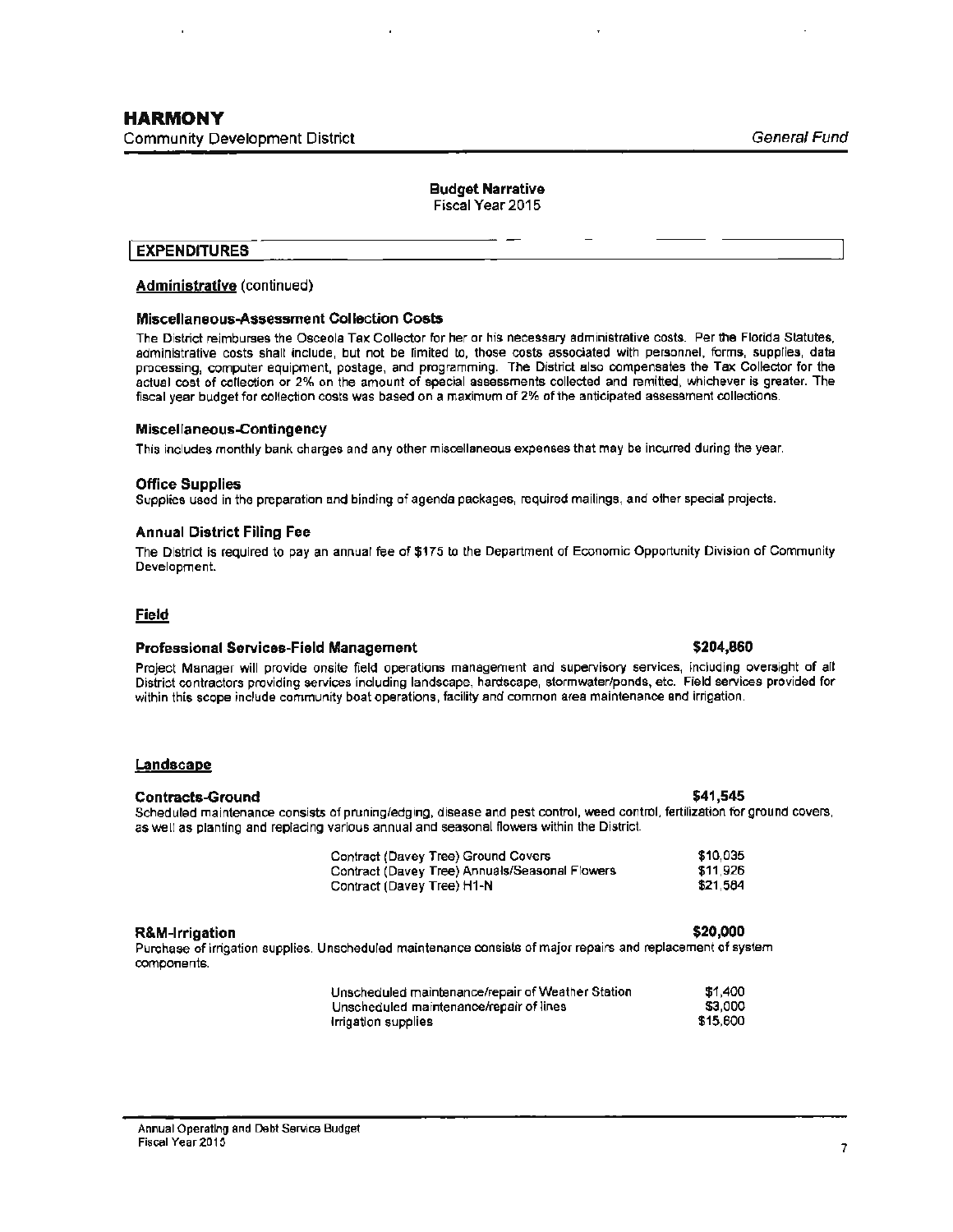# HARMONY

Community Development District

*General Fund*

**Budget Narrative**
Fiscal Year 2015

## EXPENDITURES

### Administrative (continued)

**Miscellaneous-Assessment Collection Costs**

The District reimburses the Osceola Tax Collector for her or his necessary administrative costs. Per the Florida Statutes, administrative costs shall include, but not be limited to, those costs associated with personnel, forms, supplies, data processing, computer equipment, postage, and programming. The District also compensates the Tax Collector for the actual cost of collection or 2% on the amount of special assessments collected and remitted, whichever is greater. The fiscal year budget for collection costs was based on a maximum of 2% of the anticipated assessment collections.

**Miscellaneous-Contingency**

This includes monthly bank charges and any other miscellaneous expenses that may be incurred during the year.

**Office Supplies**

Supplies used in the preparation and binding of agenda packages, required mailings, and other special projects.

**Annual District Filing Fee**

The District is required to pay an annual fee of $175 to the Department of Economic Opportunity Division of Community Development.

### Field

**Professional Services-Field Management** **$204,860**

Project Manager will provide onsite field operations management and supervisory services, including oversight of all District contractors providing services including landscape, hardscape, stormwater/ponds, etc. Field services provided for within this scope include community boat operations, facility and common area maintenance and irrigation.

### Landscape

**Contracts-Ground** **$41,545**

Scheduled maintenance consists of pruning/edging, disease and pest control, weed control, fertilization for ground covers, as well as planting and replacing various annual and seasonal flowers within the District.

| | |
|---|---|
| Contract (Davey Tree) Ground Covers | $10,035 |
| Contract (Davey Tree) Annuals/Seasonal Flowers | $11,926 |
| Contract (Davey Tree) H1-N | $21,584 |

**R&M-Irrigation** **$20,000**

Purchase of irrigation supplies. Unscheduled maintenance consists of major repairs and replacement of system components.

| | |
|---|---|
| Unscheduled maintenance/repair of Weather Station | $1,400 |
| Unscheduled maintenance/repair of lines | $3,000 |
| Irrigation supplies | $15,600 |

Annual Operating and Debt Service Budget
Fiscal Year 2015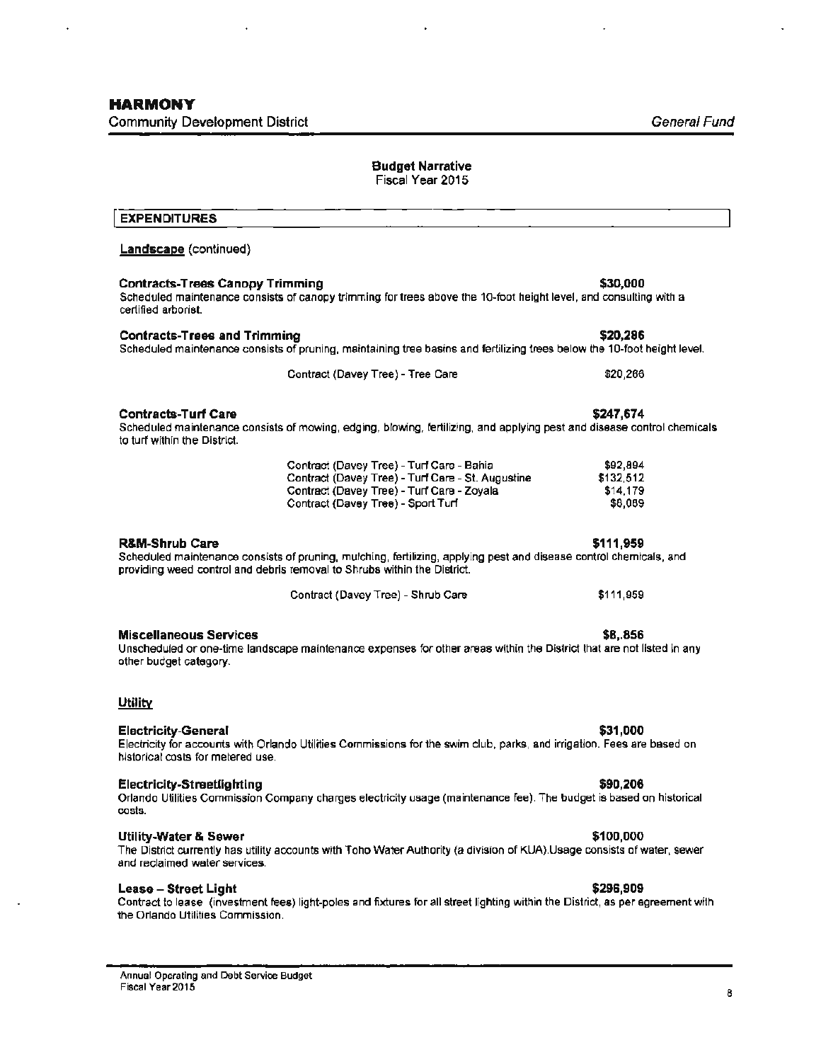**HARMONY**
Community Development District — *General Fund*

**Budget Narrative**
Fiscal Year 2015

## EXPENDITURES

**Landscape** (continued)

**Contracts-Trees Canopy Trimming** — **$30,000**

Scheduled maintenance consists of canopy trimming for trees above the 10-foot height level, and consulting with a certified arborist.

**Contracts-Trees and Trimming** — **$20,286**

Scheduled maintenance consists of pruning, maintaining tree basins and fertilizing trees below the 10-foot height level.

| | |
|---|---|
| Contract (Davey Tree) - Tree Care | $20,286 |

**Contracts-Turf Care** — **$247,674**

Scheduled maintenance consists of mowing, edging, blowing, fertilizing, and applying pest and disease control chemicals to turf within the District.

| | |
|---|---|
| Contract (Davey Tree) - Turf Care - Bahia | $92,894 |
| Contract (Davey Tree) - Turf Care - St. Augustine | $132,512 |
| Contract (Davey Tree) - Turf Care - Zoyala | $14,179 |
| Contract (Davey Tree) - Sport Turf | $8,089 |

**R&M-Shrub Care** — **$111,959**

Scheduled maintenance consists of pruning, mulching, fertilizing, applying pest and disease control chemicals, and providing weed control and debris removal to Shrubs within the District.

| | |
|---|---|
| Contract (Davey Tree) - Shrub Care | $111,959 |

**Miscellaneous Services** — **$8,.856**

Unscheduled or one-time landscape maintenance expenses for other areas within the District that are not listed in any other budget category.

**Utility**

**Electricity-General** — **$31,000**

Electricity for accounts with Orlando Utilities Commissions for the swim club, parks, and irrigation. Fees are based on historical costs for metered use.

**Electricity-Streetlighting** — **$90,206**

Orlando Utilities Commission Company charges electricity usage (maintenance fee). The budget is based on historical costs.

**Utility-Water & Sewer** — **$100,000**

The District currently has utility accounts with Toho Water Authority (a division of KUA).Usage consists of water, sewer and reclaimed water services.

**Lease – Street Light** — **$296,909**

Contract to lease (investment fees) light-poles and fixtures for all street lighting within the District, as per agreement with the Orlando Utilities Commission.

Annual Operating and Debt Service Budget
Fiscal Year 2015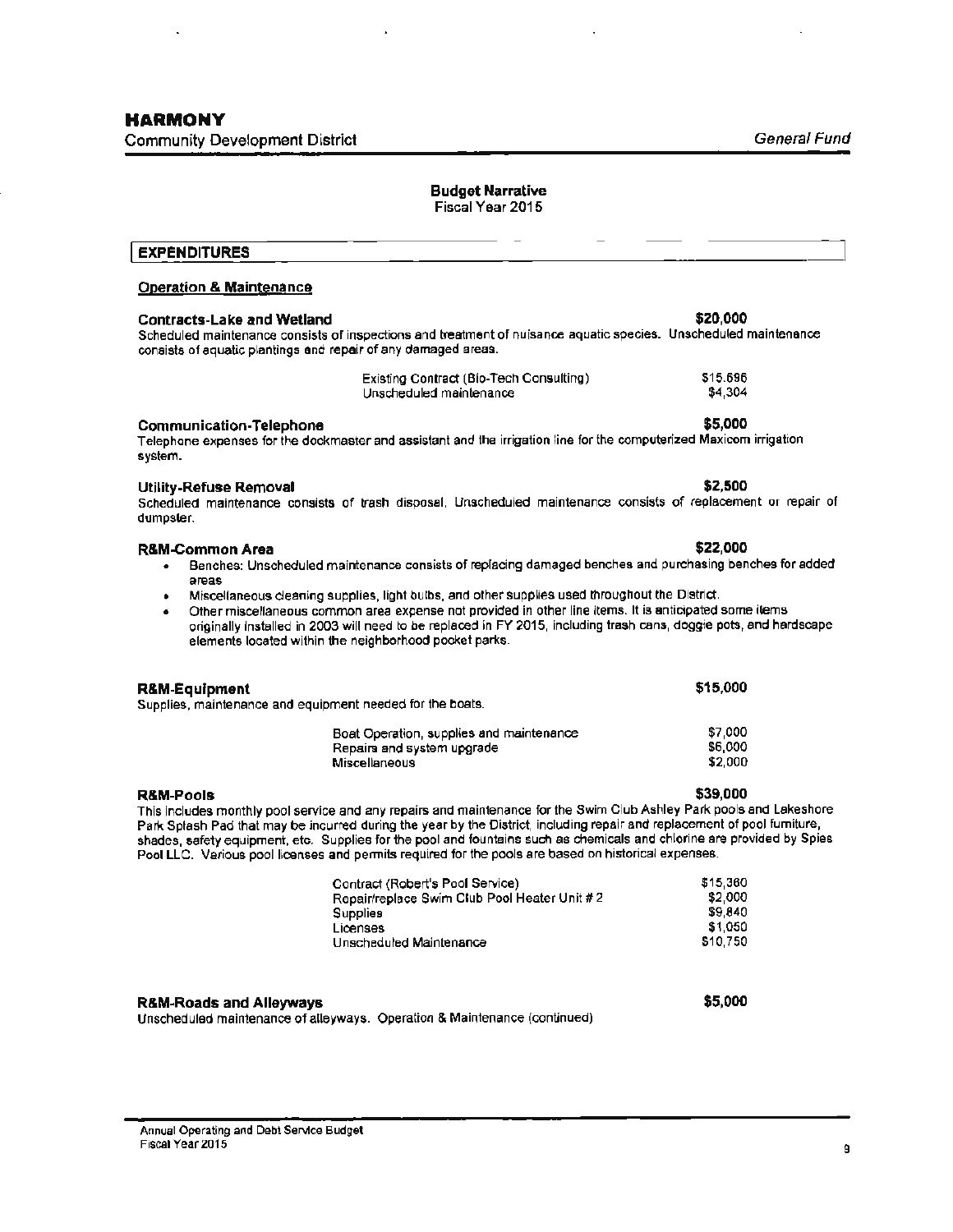# HARMONY

Community Development District — *General Fund*

**Budget Narrative**
Fiscal Year 2015

## EXPENDITURES

### Operation & Maintenance

**Contracts-Lake and Wetland** — **$20,000**

Scheduled maintenance consists of inspections and treatment of nuisance aquatic species. Unscheduled maintenance consists of aquatic plantings and repair of any damaged areas.

| | |
|---|---|
| Existing Contract (Bio-Tech Consulting) | $15,696 |
| Unscheduled maintenance | $4,304 |

**Communication-Telephone** — **$5,000**

Telephone expenses for the dockmaster and assistant and the irrigation line for the computerized Maxicom irrigation system.

**Utility-Refuse Removal** — **$2,500**

Scheduled maintenance consists of trash disposal. Unscheduled maintenance consists of replacement or repair of dumpster.

**R&M-Common Area** — **$22,000**

- Benches: Unscheduled maintenance consists of replacing damaged benches and purchasing benches for added areas
- Miscellaneous cleaning supplies, light bulbs, and other supplies used throughout the District.
- Other miscellaneous common area expense not provided in other line items. It is anticipated some items originally installed in 2003 will need to be replaced in FY 2015, including trash cans, doggie pots, and hardscape elements located within the neighborhood pocket parks.

**R&M-Equipment** — **$15,000**

Supplies, maintenance and equipment needed for the boats.

| | |
|---|---|
| Boat Operation, supplies and maintenance | $7,000 |
| Repairs and system upgrade | $6,000 |
| Miscellaneous | $2,000 |

**R&M-Pools** — **$39,000**

This includes monthly pool service and any repairs and maintenance for the Swim Club Ashley Park pools and Lakeshore Park Splash Pad that may be incurred during the year by the District, including repair and replacement of pool furniture, shades, safety equipment, etc. Supplies for the pool and fountains such as chemicals and chlorine are provided by Spies Pool LLC. Various pool licenses and permits required for the pools are based on historical expenses.

| | |
|---|---|
| Contract (Robert's Pool Service) | $15,360 |
| Repair/replace Swim Club Pool Heater Unit # 2 | $2,000 |
| Supplies | $9,840 |
| Licenses | $1,050 |
| Unscheduled Maintenance | $10,750 |

**R&M-Roads and Alleyways** — **$5,000**

Unscheduled maintenance of alleyways. Operation & Maintenance (continued)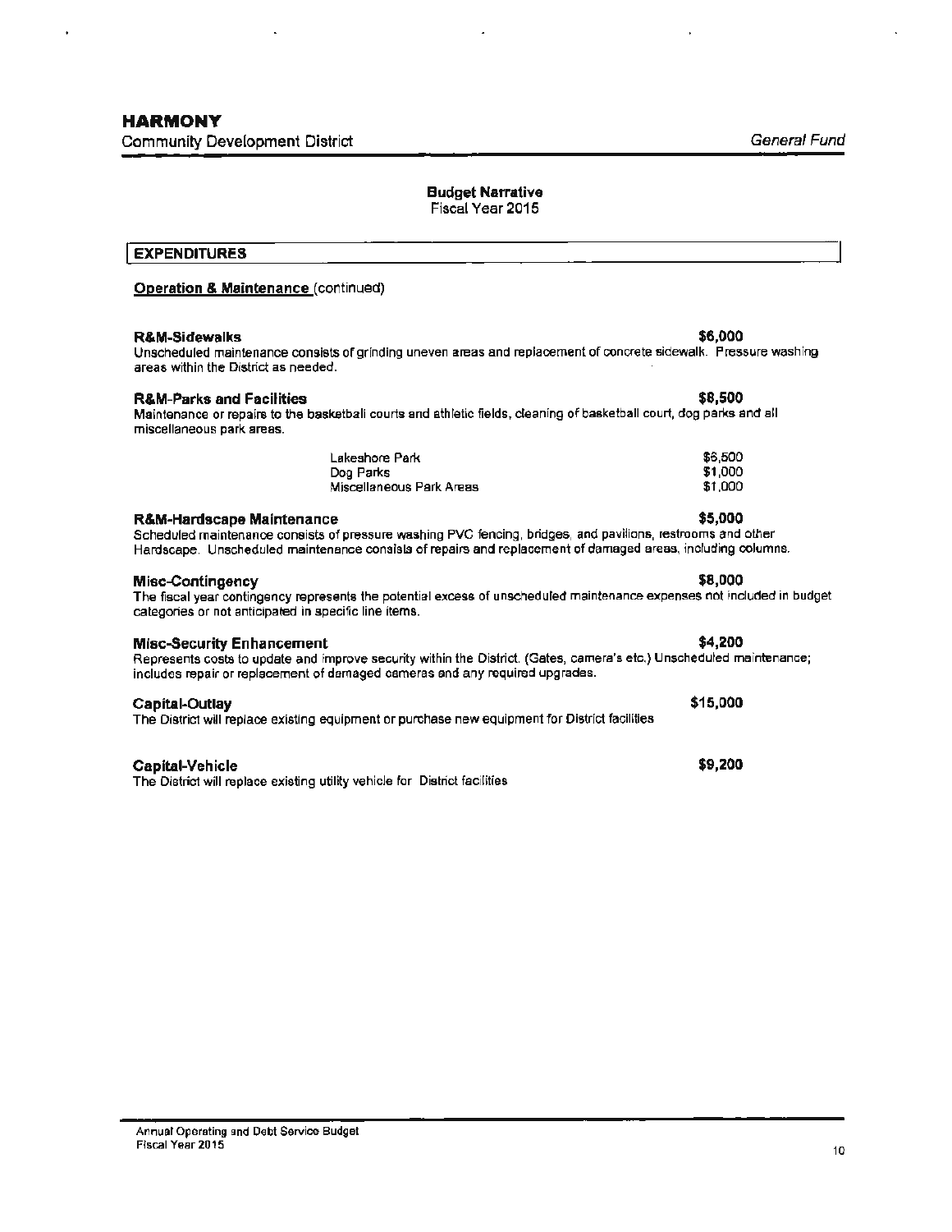**HARMONY**
Community Development District

*General Fund*

**Budget Narrative**
Fiscal Year 2015

## EXPENDITURES

**Operation & Maintenance** (continued)

**R&M-Sidewalks** **$6,000**

Unscheduled maintenance consists of grinding uneven areas and replacement of concrete sidewalk. Pressure washing areas within the District as needed.

**R&M-Parks and Facilities** **$8,500**

Maintenance or repairs to the basketball courts and athletic fields, cleaning of basketball court, dog parks and all miscellaneous park areas.

| | |
|---|---|
| Lakeshore Park | $6,500 |
| Dog Parks | $1,000 |
| Miscellaneous Park Areas | $1,000 |

**R&M-Hardscape Maintenance** **$5,000**

Scheduled maintenance consists of pressure washing PVC fencing, bridges, and pavilions, restrooms and other Hardscape. Unscheduled maintenance consists of repairs and replacement of damaged areas, including columns.

**Misc-Contingency** **$8,000**

The fiscal year contingency represents the potential excess of unscheduled maintenance expenses not included in budget categories or not anticipated in specific line items.

**Misc-Security Enhancement** **$4,200**

Represents costs to update and improve security within the District. (Gates, camera's etc.) Unscheduled maintenance; includes repair or replacement of damaged cameras and any required upgrades.

**Capital-Outlay** **$15,000**

The District will replace existing equipment or purchase new equipment for District facilities

**Capital-Vehicle** **$9,200**

The District will replace existing utility vehicle for District facilities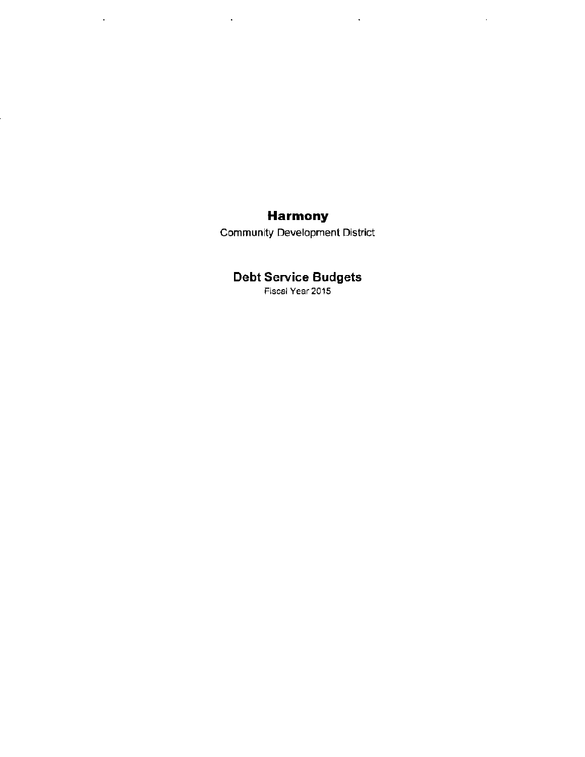# Harmony

Community Development District

## Debt Service Budgets

Fiscal Year 2015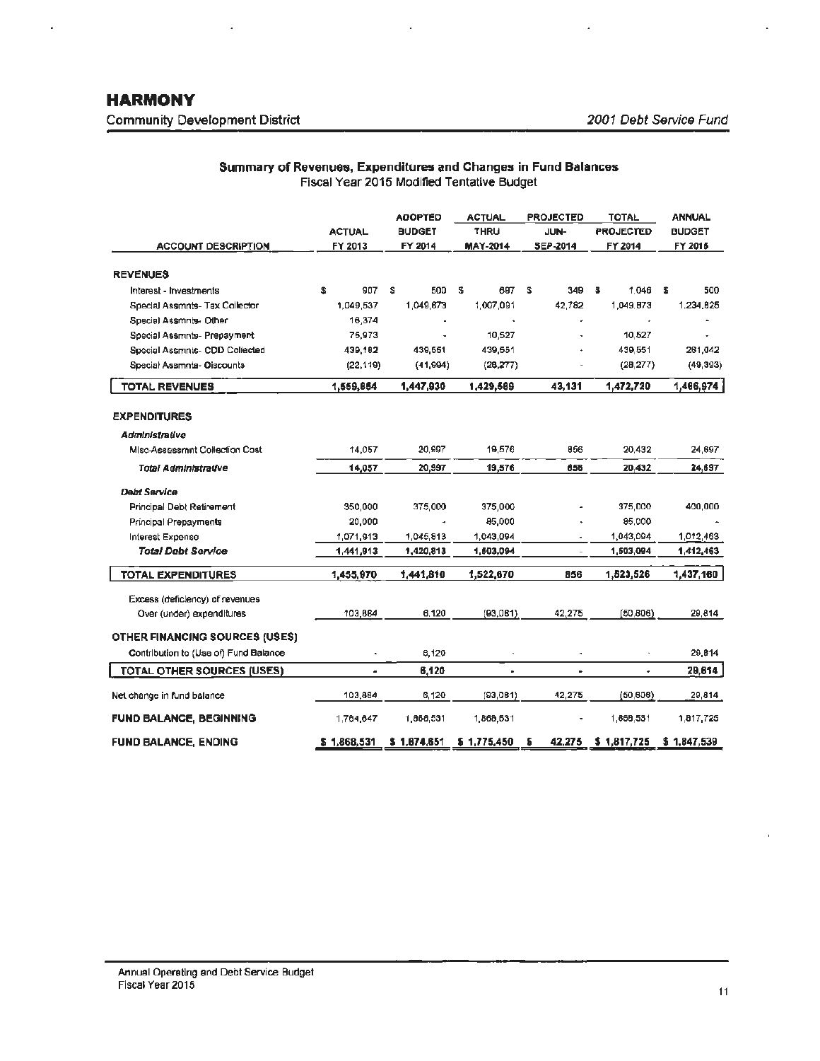# HARMONY

Community Development District

*2001 Debt Service Fund*

## Summary of Revenues, Expenditures and Changes in Fund Balances

Fiscal Year 2015 Modified Tentative Budget

| ACCOUNT DESCRIPTION | ACTUAL FY 2013 | ADOPTED BUDGET FY 2014 | ACTUAL THRU MAY-2014 | PROJECTED JUN-SEP-2014 | TOTAL PROJECTED FY 2014 | ANNUAL BUDGET FY 2015 |
|---|---|---|---|---|---|---|
| **REVENUES** | | | | | | |
| Interest - Investments | $ 907 | $ 500 | $ 697 | $ 349 | $ 1,046 | $ 500 |
| Special Assmnts- Tax Collector | 1,049,537 | 1,049,873 | 1,007,091 | 42,782 | 1,049,873 | 1,234,825 |
| Special Assmnts- Other | 16,374 | - | - | - | - | - |
| Special Assmnts- Prepayment | 75,973 | - | 10,527 | - | 10,527 | - |
| Special Assmnts- CDD Collected | 439,182 | 439,551 | 439,551 | - | 439,551 | 281,042 |
| Special Assmnts- Discounts | (22,119) | (41,994) | (28,277) | - | (28,277) | (49,393) |
| **TOTAL REVENUES** | **1,559,854** | **1,447,930** | **1,429,589** | **43,131** | **1,472,720** | **1,466,974** |
| **EXPENDITURES** | | | | | | |
| ***Administrative*** | | | | | | |
| Misc-Assessmnt Collection Cost | 14,057 | 20,997 | 19,576 | 856 | 20,432 | 24,697 |
| ***Total Administrative*** | **14,057** | **20,997** | **19,576** | **856** | **20,432** | **24,697** |
| ***Debt Service*** | | | | | | |
| Principal Debt Retirement | 350,000 | 375,000 | 375,000 | - | 375,000 | 400,000 |
| Principal Prepayments | 20,000 | - | 85,000 | - | 85,000 | - |
| Interest Expense | 1,071,913 | 1,045,813 | 1,043,094 | - | 1,043,094 | 1,012,463 |
| ***Total Debt Service*** | **1,441,913** | **1,420,813** | **1,503,094** | - | **1,503,094** | **1,412,463** |
| **TOTAL EXPENDITURES** | **1,455,970** | **1,441,810** | **1,522,670** | **856** | **1,523,526** | **1,437,160** |
| Excess (deficiency) of revenues Over (under) expenditures | 103,884 | 6,120 | (93,081) | 42,275 | (50,806) | 29,814 |
| **OTHER FINANCING SOURCES (USES)** | | | | | | |
| Contribution to (Use of) Fund Balance | - | 6,120 | - | - | - | 29,814 |
| **TOTAL OTHER SOURCES (USES)** | **-** | **6,120** | **-** | **-** | **-** | **29,814** |
| Net change in fund balance | 103,884 | 6,120 | (93,081) | 42,275 | (50,806) | 29,814 |
| **FUND BALANCE, BEGINNING** | 1,764,647 | 1,868,531 | 1,868,531 | - | 1,868,531 | 1,817,725 |
| **FUND BALANCE, ENDING** | **$ 1,868,531** | **$ 1,874,651** | **$ 1,775,450** | **$ 42,275** | **$ 1,817,725** | **$ 1,847,539** |

Annual Operating and Debt Service Budget
Fiscal Year 2015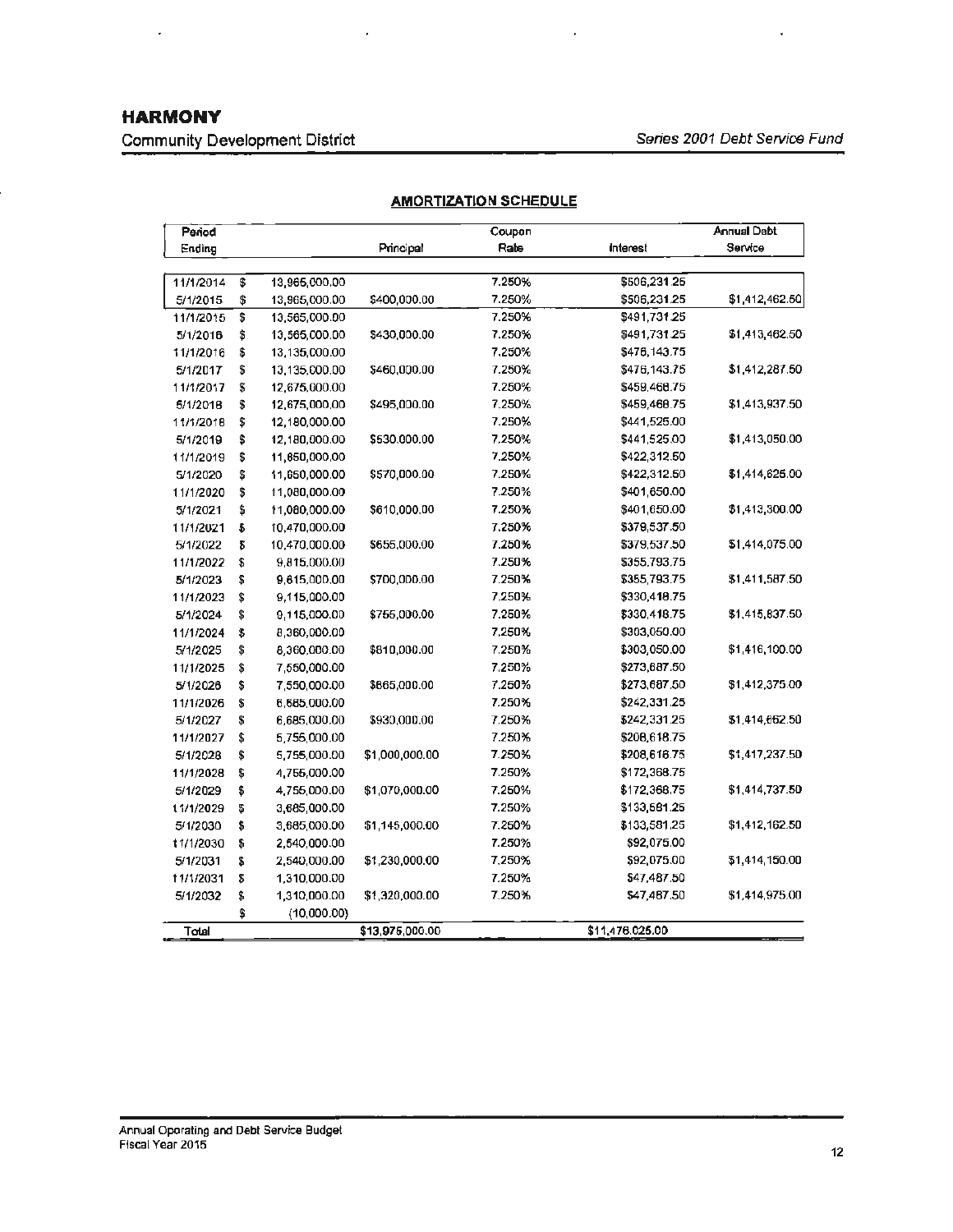**HARMONY**

Community Development District

*Series 2001 Debt Service Fund*

## AMORTIZATION SCHEDULE

| Period Ending | | | Principal | Coupon Rate | Interest | Annual Debt Service |
|---|---|---|---|---|---|---|
| 11/1/2014 | $ | 13,965,000.00 | | 7.250% | $506,231.25 | |
| 5/1/2015 | $ | 13,965,000.00 | $400,000.00 | 7.250% | $506,231.25 | $1,412,462.50 |
| 11/1/2015 | $ | 13,565,000.00 | | 7.250% | $491,731.25 | |
| 5/1/2016 | $ | 13,565,000.00 | $430,000.00 | 7.250% | $491,731.25 | $1,413,462.50 |
| 11/1/2016 | $ | 13,135,000.00 | | 7.250% | $476,143.75 | |
| 5/1/2017 | $ | 13,135,000.00 | $460,000.00 | 7.250% | $476,143.75 | $1,412,287.50 |
| 11/1/2017 | $ | 12,675,000.00 | | 7.250% | $459,468.75 | |
| 5/1/2018 | $ | 12,675,000.00 | $495,000.00 | 7.250% | $459,468.75 | $1,413,937.50 |
| 11/1/2018 | $ | 12,180,000.00 | | 7.250% | $441,525.00 | |
| 5/1/2019 | $ | 12,180,000.00 | $530,000.00 | 7.250% | $441,525.00 | $1,413,050.00 |
| 11/1/2019 | $ | 11,650,000.00 | | 7.250% | $422,312.50 | |
| 5/1/2020 | $ | 11,650,000.00 | $570,000.00 | 7.250% | $422,312.50 | $1,414,625.00 |
| 11/1/2020 | $ | 11,080,000.00 | | 7.250% | $401,650.00 | |
| 5/1/2021 | $ | 11,080,000.00 | $610,000.00 | 7.250% | $401,650.00 | $1,413,300.00 |
| 11/1/2021 | $ | 10,470,000.00 | | 7.250% | $379,537.50 | |
| 5/1/2022 | $ | 10,470,000.00 | $655,000.00 | 7.250% | $379,537.50 | $1,414,075.00 |
| 11/1/2022 | $ | 9,815,000.00 | | 7.250% | $355,793.75 | |
| 5/1/2023 | $ | 9,815,000.00 | $700,000.00 | 7.250% | $355,793.75 | $1,411,587.50 |
| 11/1/2023 | $ | 9,115,000.00 | | 7.250% | $330,418.75 | |
| 5/1/2024 | $ | 9,115,000.00 | $755,000.00 | 7.250% | $330,418.75 | $1,415,837.50 |
| 11/1/2024 | $ | 8,360,000.00 | | 7.250% | $303,050.00 | |
| 5/1/2025 | $ | 8,360,000.00 | $810,000.00 | 7.250% | $303,050.00 | $1,416,100.00 |
| 11/1/2025 | $ | 7,550,000.00 | | 7.250% | $273,687.50 | |
| 5/1/2026 | $ | 7,550,000.00 | $865,000.00 | 7.250% | $273,687.50 | $1,412,375.00 |
| 11/1/2026 | $ | 6,685,000.00 | | 7.250% | $242,331.25 | |
| 5/1/2027 | $ | 6,685,000.00 | $930,000.00 | 7.250% | $242,331.25 | $1,414,662.50 |
| 11/1/2027 | $ | 5,755,000.00 | | 7.250% | $208,618.75 | |
| 5/1/2028 | $ | 5,755,000.00 | $1,000,000.00 | 7.250% | $208,618.75 | $1,417,237.50 |
| 11/1/2028 | $ | 4,755,000.00 | | 7.250% | $172,368.75 | |
| 5/1/2029 | $ | 4,755,000.00 | $1,070,000.00 | 7.250% | $172,368.75 | $1,414,737.50 |
| 11/1/2029 | $ | 3,685,000.00 | | 7.250% | $133,581.25 | |
| 5/1/2030 | $ | 3,685,000.00 | $1,145,000.00 | 7.250% | $133,581.25 | $1,412,162.50 |
| 11/1/2030 | $ | 2,540,000.00 | | 7.250% | $92,075.00 | |
| 5/1/2031 | $ | 2,540,000.00 | $1,230,000.00 | 7.250% | $92,075.00 | $1,414,150.00 |
| 11/1/2031 | $ | 1,310,000.00 | | 7.250% | $47,487.50 | |
| 5/1/2032 | $ | 1,310,000.00 | $1,320,000.00 | 7.250% | $47,487.50 | $1,414,975.00 |
| | $ | (10,000.00) | | | | |
| Total | | | $13,975,000.00 | | $11,476,025.00 | |

Annual Operating and Debt Service Budget
Fiscal Year 2015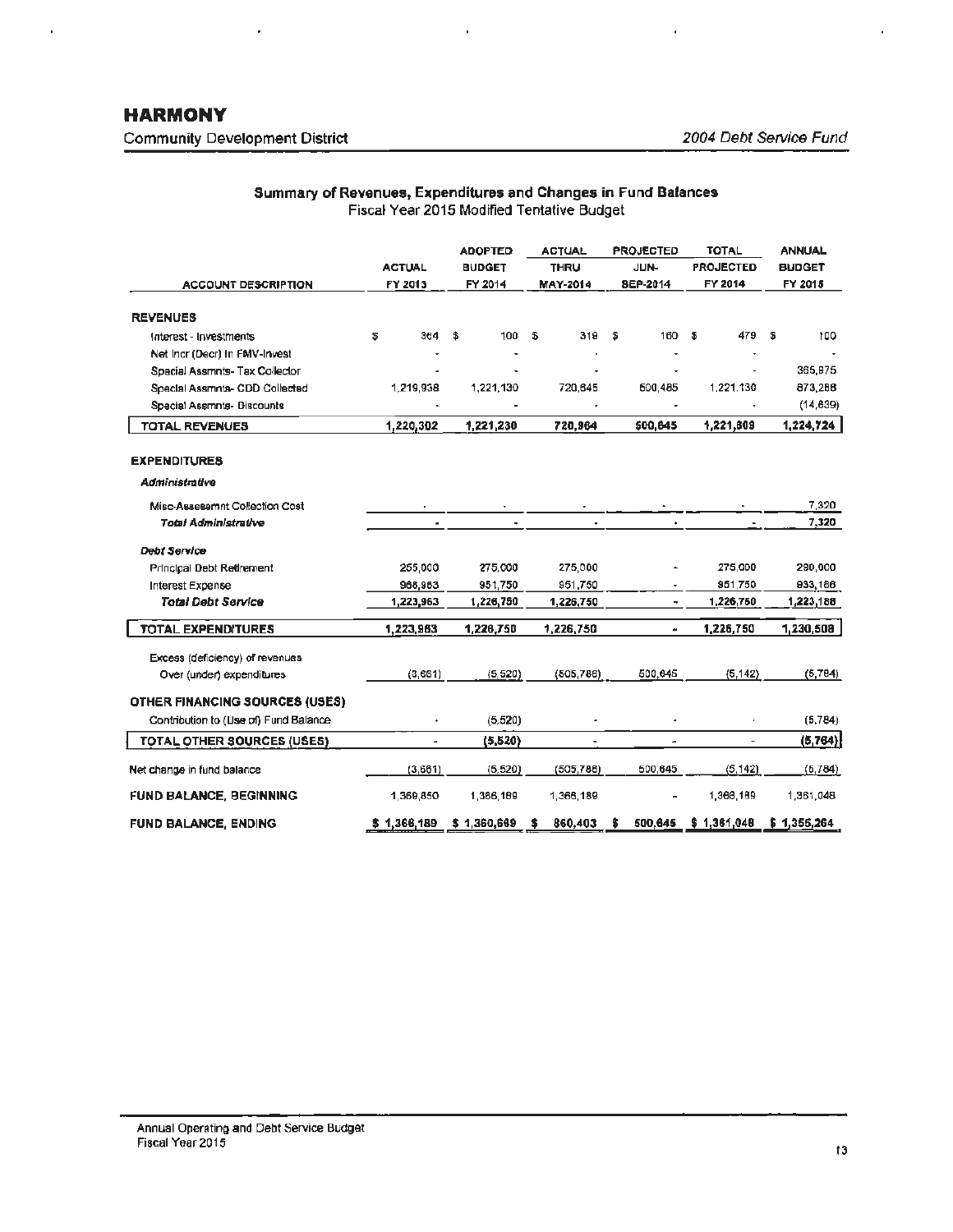# HARMONY

Community Development District — *2004 Debt Service Fund*

## Summary of Revenues, Expenditures and Changes in Fund Balances

Fiscal Year 2015 Modified Tentative Budget

| ACCOUNT DESCRIPTION | ACTUAL FY 2013 | ADOPTED BUDGET FY 2014 | ACTUAL THRU MAY-2014 | PROJECTED JUN-SEP-2014 | TOTAL PROJECTED FY 2014 | ANNUAL BUDGET FY 2015 |
|---|---|---|---|---|---|---|
| **REVENUES** | | | | | | |
| Interest - Investments | $ 364 | $ 100 | $ 319 | $ 160 | $ 479 | $ 100 |
| Net Incr (Decr) In FMV-Invest | - | - | - | - | - | - |
| Special Assmnts- Tax Collector | - | - | - | - | - | 365,975 |
| Special Assmnts- CDD Collected | 1,219,938 | 1,221,130 | 720,645 | 500,485 | 1,221,130 | 873,288 |
| Special Assmnts- Discounts | - | - | - | - | - | (14,639) |
| **TOTAL REVENUES** | **1,220,302** | **1,221,230** | **720,964** | **500,645** | **1,221,609** | **1,224,724** |
| **EXPENDITURES** | | | | | | |
| ***Administrative*** | | | | | | |
| Misc-Assessmnt Collection Cost | - | - | - | - | - | 7,320 |
| ***Total Administrative*** | - | - | - | - | - | 7,320 |
| ***Debt Service*** | | | | | | |
| Principal Debt Retirement | 255,000 | 275,000 | 275,000 | - | 275,000 | 290,000 |
| Interest Expense | 968,963 | 951,750 | 951,750 | - | 951,750 | 933,188 |
| ***Total Debt Service*** | 1,223,963 | 1,226,750 | 1,226,750 | - | 1,226,750 | 1,223,188 |
| **TOTAL EXPENDITURES** | **1,223,963** | **1,226,750** | **1,226,750** | **-** | **1,226,750** | **1,230,508** |
| Excess (deficiency) of revenues Over (under) expenditures | (3,661) | (5,520) | (505,786) | 500,645 | (5,142) | (5,784) |
| **OTHER FINANCING SOURCES (USES)** | | | | | | |
| Contribution to (Use of) Fund Balance | - | (5,520) | - | - | - | (5,784) |
| **TOTAL OTHER SOURCES (USES)** | - | **(5,520)** | - | - | - | **(5,784)** |
| Net change in fund balance | (3,661) | (5,520) | (505,786) | 500,645 | (5,142) | (5,784) |
| **FUND BALANCE, BEGINNING** | 1,369,850 | 1,366,189 | 1,366,189 | - | 1,366,189 | 1,361,048 |
| **FUND BALANCE, ENDING** | **$ 1,366,189** | **$ 1,360,669** | **$ 860,403** | **$ 500,645** | **$ 1,361,048** | **$ 1,355,264** |

Annual Operating and Debt Service Budget
Fiscal Year 2015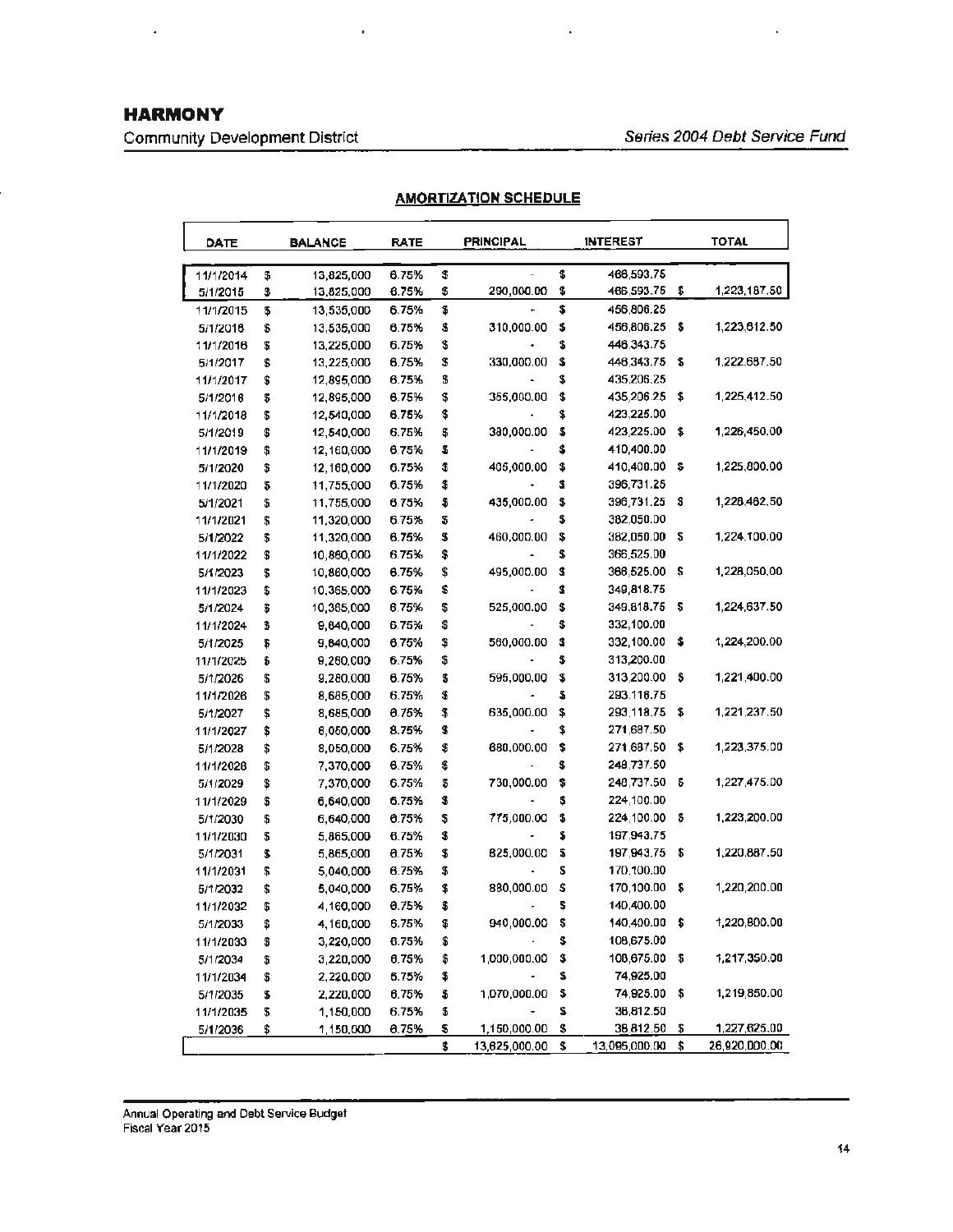# HARMONY

Community Development District

*Series 2004 Debt Service Fund*

## AMORTIZATION SCHEDULE

| DATE | BALANCE | RATE | PRINCIPAL | INTEREST | TOTAL |
|---|---|---|---|---|---|
| 11/1/2014 | $ 13,825,000 | 6.75% | $ - | $ 466,593.75 | |
| 5/1/2015 | $ 13,825,000 | 6.75% | $ 290,000.00 | $ 466,593.75 | $ 1,223,187.50 |
| 11/1/2015 | $ 13,535,000 | 6.75% | $ - | $ 456,806.25 | |
| 5/1/2016 | $ 13,535,000 | 6.75% | $ 310,000.00 | $ 456,806.25 | $ 1,223,612.50 |
| 11/1/2016 | $ 13,225,000 | 6.75% | $ - | $ 446,343.75 | |
| 5/1/2017 | $ 13,225,000 | 6.75% | $ 330,000.00 | $ 446,343.75 | $ 1,222,687.50 |
| 11/1/2017 | $ 12,895,000 | 6.75% | $ - | $ 435,206.25 | |
| 5/1/2018 | $ 12,895,000 | 6.75% | $ 355,000.00 | $ 435,206.25 | $ 1,225,412.50 |
| 11/1/2018 | $ 12,540,000 | 6.75% | $ - | $ 423,225.00 | |
| 5/1/2019 | $ 12,540,000 | 6.75% | $ 380,000.00 | $ 423,225.00 | $ 1,226,450.00 |
| 11/1/2019 | $ 12,160,000 | 6.75% | $ - | $ 410,400.00 | |
| 5/1/2020 | $ 12,160,000 | 6.75% | $ 405,000.00 | $ 410,400.00 | $ 1,225,800.00 |
| 11/1/2020 | $ 11,755,000 | 6.75% | $ - | $ 396,731.25 | |
| 5/1/2021 | $ 11,755,000 | 6.75% | $ 435,000.00 | $ 396,731.25 | $ 1,228,462.50 |
| 11/1/2021 | $ 11,320,000 | 6.75% | $ - | $ 382,050.00 | |
| 5/1/2022 | $ 11,320,000 | 6.75% | $ 460,000.00 | $ 382,050.00 | $ 1,224,100.00 |
| 11/1/2022 | $ 10,860,000 | 6.75% | $ - | $ 366,525.00 | |
| 5/1/2023 | $ 10,860,000 | 6.75% | $ 495,000.00 | $ 366,525.00 | $ 1,228,050.00 |
| 11/1/2023 | $ 10,365,000 | 6.75% | $ - | $ 349,818.75 | |
| 5/1/2024 | $ 10,365,000 | 6.75% | $ 525,000.00 | $ 349,818.75 | $ 1,224,637.50 |
| 11/1/2024 | $ 9,840,000 | 6.75% | $ - | $ 332,100.00 | |
| 5/1/2025 | $ 9,840,000 | 6.75% | $ 560,000.00 | $ 332,100.00 | $ 1,224,200.00 |
| 11/1/2025 | $ 9,280,000 | 6.75% | $ - | $ 313,200.00 | |
| 5/1/2026 | $ 9,280,000 | 6.75% | $ 595,000.00 | $ 313,200.00 | $ 1,221,400.00 |
| 11/1/2026 | $ 8,685,000 | 6.75% | $ - | $ 293,118.75 | |
| 5/1/2027 | $ 8,685,000 | 6.75% | $ 635,000.00 | $ 293,118.75 | $ 1,221,237.50 |
| 11/1/2027 | $ 8,050,000 | 6.75% | $ - | $ 271,687.50 | |
| 5/1/2028 | $ 8,050,000 | 6.75% | $ 680,000.00 | $ 271,687.50 | $ 1,223,375.00 |
| 11/1/2028 | $ 7,370,000 | 6.75% | $ - | $ 248,737.50 | |
| 5/1/2029 | $ 7,370,000 | 6.75% | $ 730,000.00 | $ 248,737.50 | $ 1,227,475.00 |
| 11/1/2029 | $ 6,640,000 | 6.75% | $ - | $ 224,100.00 | |
| 5/1/2030 | $ 6,640,000 | 6.75% | $ 775,000.00 | $ 224,100.00 | $ 1,223,200.00 |
| 11/1/2030 | $ 5,865,000 | 6.75% | $ - | $ 197,943.75 | |
| 5/1/2031 | $ 5,865,000 | 6.75% | $ 825,000.00 | $ 197,943.75 | $ 1,220,887.50 |
| 11/1/2031 | $ 5,040,000 | 6.75% | $ - | $ 170,100.00 | |
| 5/1/2032 | $ 5,040,000 | 6.75% | $ 880,000.00 | $ 170,100.00 | $ 1,220,200.00 |
| 11/1/2032 | $ 4,160,000 | 6.75% | $ - | $ 140,400.00 | |
| 5/1/2033 | $ 4,160,000 | 6.75% | $ 940,000.00 | $ 140,400.00 | $ 1,220,800.00 |
| 11/1/2033 | $ 3,220,000 | 6.75% | $ - | $ 108,675.00 | |
| 5/1/2034 | $ 3,220,000 | 6.75% | $ 1,000,000.00 | $ 108,675.00 | $ 1,217,350.00 |
| 11/1/2034 | $ 2,220,000 | 6.75% | $ - | $ 74,925.00 | |
| 5/1/2035 | $ 2,220,000 | 6.75% | $ 1,070,000.00 | $ 74,925.00 | $ 1,219,850.00 |
| 11/1/2035 | $ 1,150,000 | 6.75% | $ - | $ 38,812.50 | |
| 5/1/2036 | $ 1,150,000 | 6.75% | $ 1,150,000.00 | $ 38,812.50 | $ 1,227,625.00 |
| | | | $ 13,825,000.00 | $ 13,095,000.00 | $ 26,920,000.00 |

Annual Operating and Debt Service Budget
Fiscal Year 2015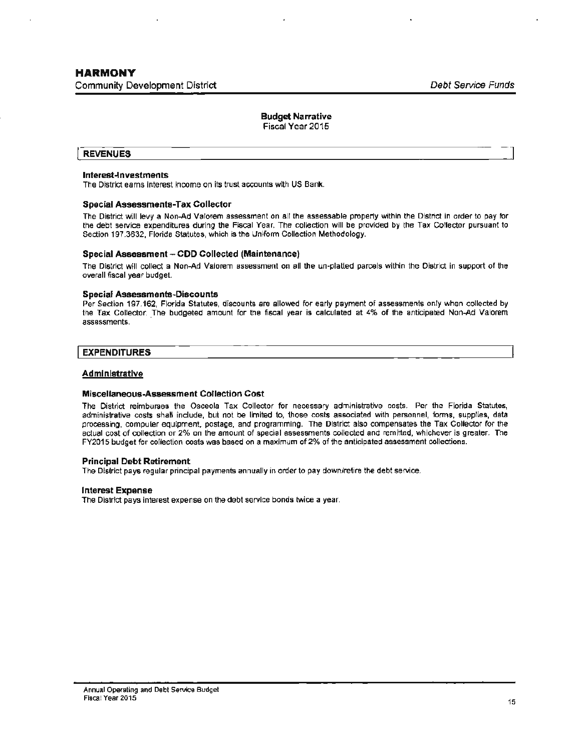# HARMONY

Community Development District *Debt Service Funds*

## Budget Narrative

Fiscal Year 2015

## REVENUES

### Interest-Investments

The District earns interest income on its trust accounts with US Bank.

### Special Assessments-Tax Collector

The District will levy a Non-Ad Valorem assessment on all the assessable property within the District in order to pay for the debt service expenditures during the Fiscal Year. The collection will be provided by the Tax Collector pursuant to Section 197.3632, Florida Statutes, which is the Uniform Collection Methodology.

### Special Assessment – CDD Collected (Maintenance)

The District will collect a Non-Ad Valorem assessment on all the un-platted parcels within the District in support of the overall fiscal year budget.

### Special Assessments-Discounts

Per Section 197.162, Florida Statutes, discounts are allowed for early payment of assessments only when collected by the Tax Collector. The budgeted amount for the fiscal year is calculated at 4% of the anticipated Non-Ad Valorem assessments.

## EXPENDITURES

### Administrative

### Miscellaneous-Assessment Collection Cost

The District reimburses the Osceola Tax Collector for necessary administrative costs. Per the Florida Statutes, administrative costs shall include, but not be limited to, those costs associated with personnel, forms, supplies, data processing, computer equipment, postage, and programming. The District also compensates the Tax Collector for the actual cost of collection or 2% on the amount of special assessments collected and remitted, whichever is greater. The FY2015 budget for collection costs was based on a maximum of 2% of the anticipated assessment collections.

### Principal Debt Retirement

The District pays regular principal payments annually in order to pay down/retire the debt service.

### Interest Expense

The District pays interest expense on the debt service bonds twice a year.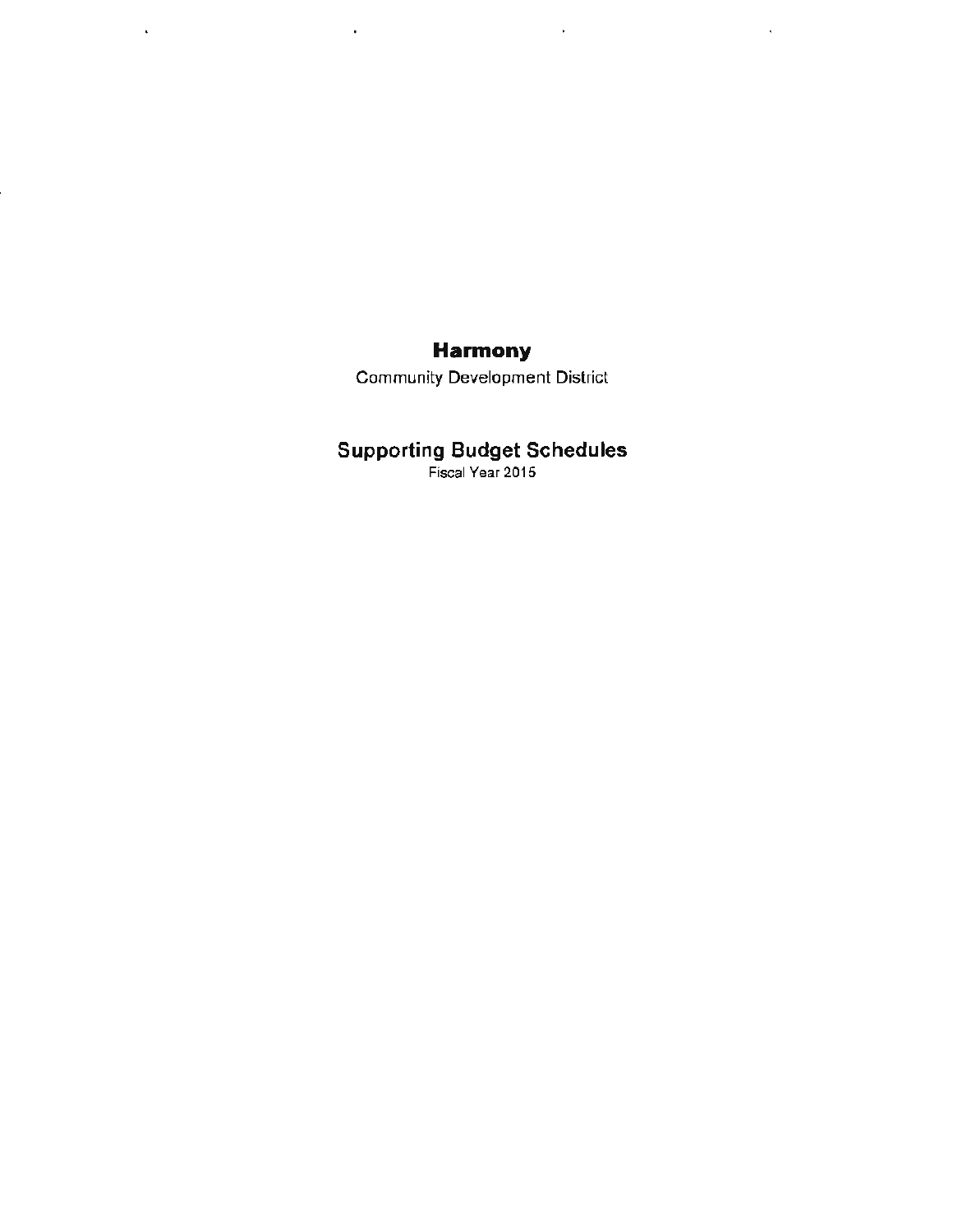# Harmony

Community Development District

## Supporting Budget Schedules

Fiscal Year 2015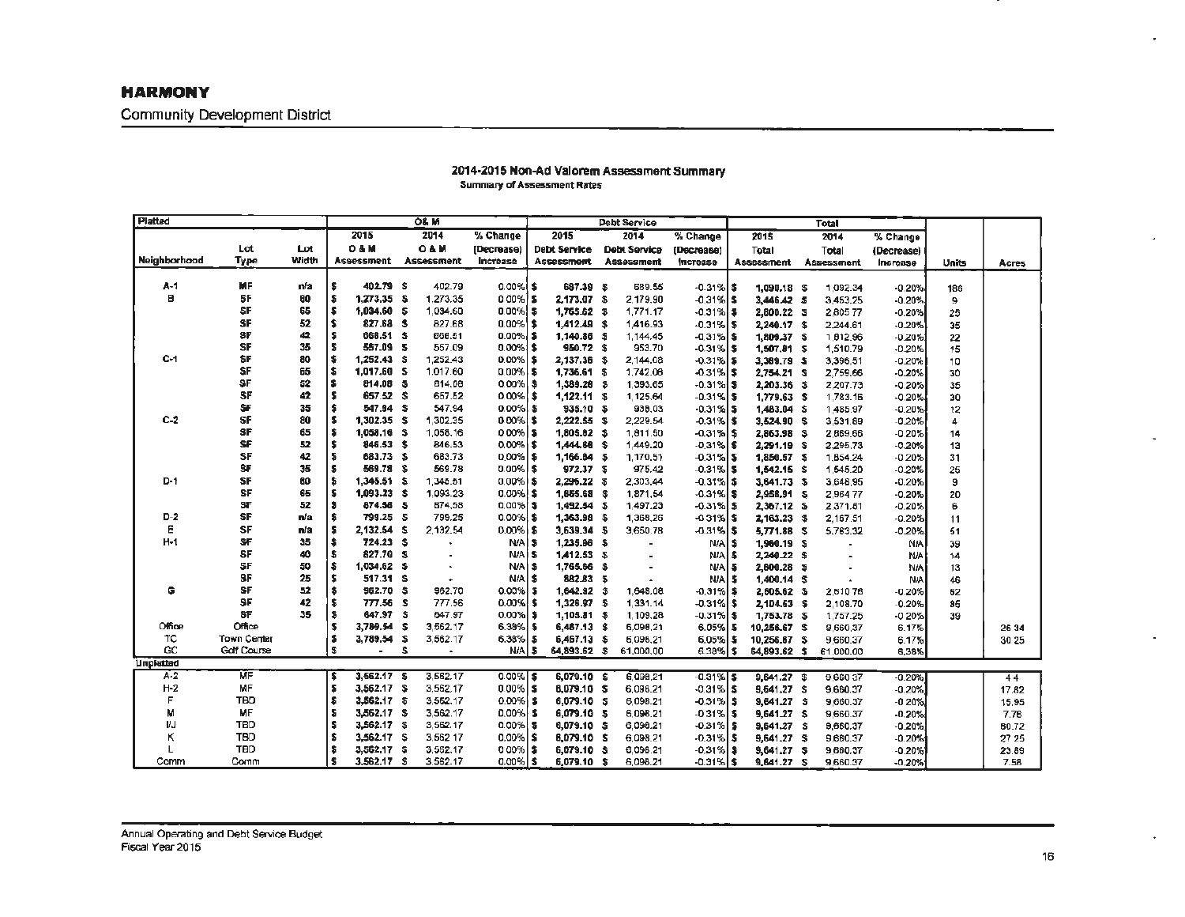# HARMONY

Community Development District

## 2014-2015 Non-Ad Valorem Assessment Summary

### Summary of Assessment Rates

| Platted | | | O& M | | | Debt Service | | | Total | | | | |
|---|---|---|---|---|---|---|---|---|---|---|---|---|---|
| Neighborhood | Lot Type | Lot Width | 2015 O & M Assessment | 2014 O & M Assessment | % Change (Decrease) Increase | 2015 Debt Service Assessment | 2014 Debt Service Assessment | % Change (Decrease) Increase | 2015 Total Assessment | 2014 Total Assessment | % Change (Decrease) Increase | Units | Acres |
| A-1 | MF | n/a | $ 402.79 | $ 402.79 | 0.00% | $ 687.39 | $ 689.55 | -0.31% | $ 1,090.18 | $ 1,092.34 | -0.20% | 186 | |
| B | SF | 80 | $ 1,273.35 | $ 1,273.35 | 0.00% | $ 2,173.07 | $ 2,179.90 | -0.31% | $ 3,446.42 | $ 3,453.25 | -0.20% | 9 | |
| | SF | 65 | $ 1,034.60 | $ 1,034.60 | 0.00% | $ 1,765.62 | $ 1,771.17 | -0.31% | $ 2,800.22 | $ 2,805.77 | -0.20% | 25 | |
| | SF | 52 | $ 827.68 | $ 827.68 | 0.00% | $ 1,412.49 | $ 1,416.93 | -0.31% | $ 2,240.17 | $ 2,244.61 | -0.20% | 35 | |
| | SF | 42 | $ 668.51 | $ 668.51 | 0.00% | $ 1,140.86 | $ 1,144.45 | -0.31% | $ 1,809.37 | $ 1,812.96 | -0.20% | 22 | |
| | SF | 35 | $ 557.09 | $ 557.09 | 0.00% | $ 950.72 | $ 953.70 | -0.31% | $ 1,507.81 | $ 1,510.79 | -0.20% | 15 | |
| C-1 | SF | 80 | $ 1,252.43 | $ 1,252.43 | 0.00% | $ 2,137.36 | $ 2,144.08 | -0.31% | $ 3,389.79 | $ 3,396.51 | -0.20% | 10 | |
| | SF | 65 | $ 1,017.60 | $ 1,017.60 | 0.00% | $ 1,736.61 | $ 1,742.06 | -0.31% | $ 2,754.21 | $ 2,759.66 | -0.20% | 30 | |
| | SF | 52 | $ 814.08 | $ 814.08 | 0.00% | $ 1,389.28 | $ 1,393.65 | -0.31% | $ 2,203.36 | $ 2,207.73 | -0.20% | 35 | |
| | SF | 42 | $ 657.52 | $ 657.52 | 0.00% | $ 1,122.11 | $ 1,125.64 | -0.31% | $ 1,779.63 | $ 1,783.16 | -0.20% | 30 | |
| | SF | 35 | $ 547.94 | $ 547.94 | 0.00% | $ 935.10 | $ 938.03 | -0.31% | $ 1,483.04 | $ 1,485.97 | -0.20% | 12 | |
| C-2 | SF | 80 | $ 1,302.35 | $ 1,302.35 | 0.00% | $ 2,222.55 | $ 2,229.54 | -0.31% | $ 3,524.90 | $ 3,531.89 | -0.20% | 4 | |
| | SF | 65 | $ 1,058.16 | $ 1,058.16 | 0.00% | $ 1,805.82 | $ 1,811.50 | -0.31% | $ 2,863.98 | $ 2,869.66 | -0.20% | 14 | |
| | SF | 52 | $ 846.53 | $ 846.53 | 0.00% | $ 1,444.66 | $ 1,449.20 | -0.31% | $ 2,291.19 | $ 2,295.73 | -0.20% | 13 | |
| | SF | 42 | $ 683.73 | $ 683.73 | 0.00% | $ 1,166.84 | $ 1,170.51 | -0.31% | $ 1,850.57 | $ 1,854.24 | -0.20% | 31 | |
| | SF | 35 | $ 569.78 | $ 569.78 | 0.00% | $ 972.37 | $ 975.42 | -0.31% | $ 1,542.15 | $ 1,545.20 | -0.20% | 26 | |
| D-1 | SF | 80 | $ 1,345.51 | $ 1,345.51 | 0.00% | $ 2,296.22 | $ 2,303.44 | -0.31% | $ 3,641.73 | $ 3,648.95 | -0.20% | 9 | |
| | SF | 65 | $ 1,093.23 | $ 1,093.23 | 0.00% | $ 1,865.68 | $ 1,871.54 | -0.31% | $ 2,958.91 | $ 2,964.77 | -0.20% | 20 | |
| | SF | 52 | $ 874.58 | $ 874.58 | 0.00% | $ 1,492.54 | $ 1,497.23 | -0.31% | $ 2,367.12 | $ 2,371.81 | -0.20% | 6 | |
| D-2 | SF | n/a | $ 799.25 | $ 799.25 | 0.00% | $ 1,363.98 | $ 1,368.26 | -0.31% | $ 2,163.23 | $ 2,167.51 | -0.20% | 11 | |
| E | SF | n/a | $ 2,132.54 | $ 2,132.54 | 0.00% | $ 3,639.34 | $ 3,650.78 | -0.31% | $ 5,771.88 | $ 5,783.32 | -0.20% | 51 | |
| H-1 | SF | 35 | $ 724.23 | $ - | N/A | $ 1,235.96 | $ - | N/A | $ 1,960.19 | $ - | N/A | 39 | |
| | SF | 40 | $ 827.70 | $ - | N/A | $ 1,412.53 | $ - | N/A | $ 2,240.22 | $ - | N/A | 14 | |
| | SF | 50 | $ 1,034.62 | $ - | N/A | $ 1,765.66 | $ - | N/A | $ 2,800.28 | $ - | N/A | 13 | |
| | SF | 25 | $ 517.31 | $ - | N/A | $ 882.83 | $ - | N/A | $ 1,400.14 | $ - | N/A | 46 | |
| G | SF | 52 | $ 962.70 | $ 962.70 | 0.00% | $ 1,642.92 | $ 1,648.08 | -0.31% | $ 2,605.62 | $ 2,610.78 | -0.20% | 62 | |
| | SF | 42 | $ 777.56 | $ 777.56 | 0.00% | $ 1,326.97 | $ 1,331.14 | -0.31% | $ 2,104.53 | $ 2,108.70 | -0.20% | 85 | |
| | SF | 35 | $ 647.97 | $ 647.97 | 0.00% | $ 1,105.81 | $ 1,109.28 | -0.31% | $ 1,753.78 | $ 1,757.25 | -0.20% | 39 | |
| Office | Office | | $ 3,789.54 | $ 3,562.17 | 6.38% | $ 6,467.13 | $ 6,098.21 | 6.05% | $ 10,256.67 | $ 9,660.37 | 6.17% | | 26.34 |
| TC | Town Center | | $ 3,789.54 | $ 3,562.17 | 6.38% | $ 6,467.13 | $ 6,098.21 | 6.05% | $ 10,256.67 | $ 9,660.37 | 6.17% | | 30.25 |
| GC | Golf Course | | $ - | $ - | N/A | $ 64,893.62 | $ 61,000.00 | 6.38% | $ 64,893.62 | $ 61,000.00 | 6.38% | | |
| **Unplatted** | | | | | | | | | | | | | |
| A-2 | MF | | $ 3,562.17 | $ 3,562.17 | 0.00% | $ 6,079.10 | $ 6,098.21 | -0.31% | $ 9,641.27 | $ 9,660.37 | -0.20% | | 4.4 |
| H-2 | MF | | $ 3,562.17 | $ 3,562.17 | 0.00% | $ 6,079.10 | $ 6,098.21 | -0.31% | $ 9,641.27 | $ 9,660.37 | -0.20% | | 17.82 |
| F | TBD | | $ 3,562.17 | $ 3,562.17 | 0.00% | $ 6,079.10 | $ 6,098.21 | -0.31% | $ 9,641.27 | $ 9,660.37 | -0.20% | | 15.95 |
| M | MF | | $ 3,562.17 | $ 3,562.17 | 0.00% | $ 6,079.10 | $ 6,098.21 | -0.31% | $ 9,641.27 | $ 9,660.37 | -0.20% | | 7.76 |
| I/J | TBD | | $ 3,562.17 | $ 3,562.17 | 0.00% | $ 6,079.10 | $ 6,098.21 | -0.31% | $ 9,641.27 | $ 9,660.37 | -0.20% | | 60.72 |
| K | TBD | | $ 3,562.17 | $ 3,562.17 | 0.00% | $ 6,079.10 | $ 6,098.21 | -0.31% | $ 9,641.27 | $ 9,660.37 | -0.20% | | 27.25 |
| L | TBD | | $ 3,562.17 | $ 3,562.17 | 0.00% | $ 6,079.10 | $ 6,098.21 | -0.31% | $ 9,641.27 | $ 9,660.37 | -0.20% | | 23.89 |
| Comm | Comm | | $ 3,562.17 | $ 3,562.17 | 0.00% | $ 6,079.10 | $ 6,098.21 | -0.31% | $ 9,641.27 | $ 9,660.37 | -0.20% | | 7.58 |

Annual Operating and Debt Service Budget
Fiscal Year 2015